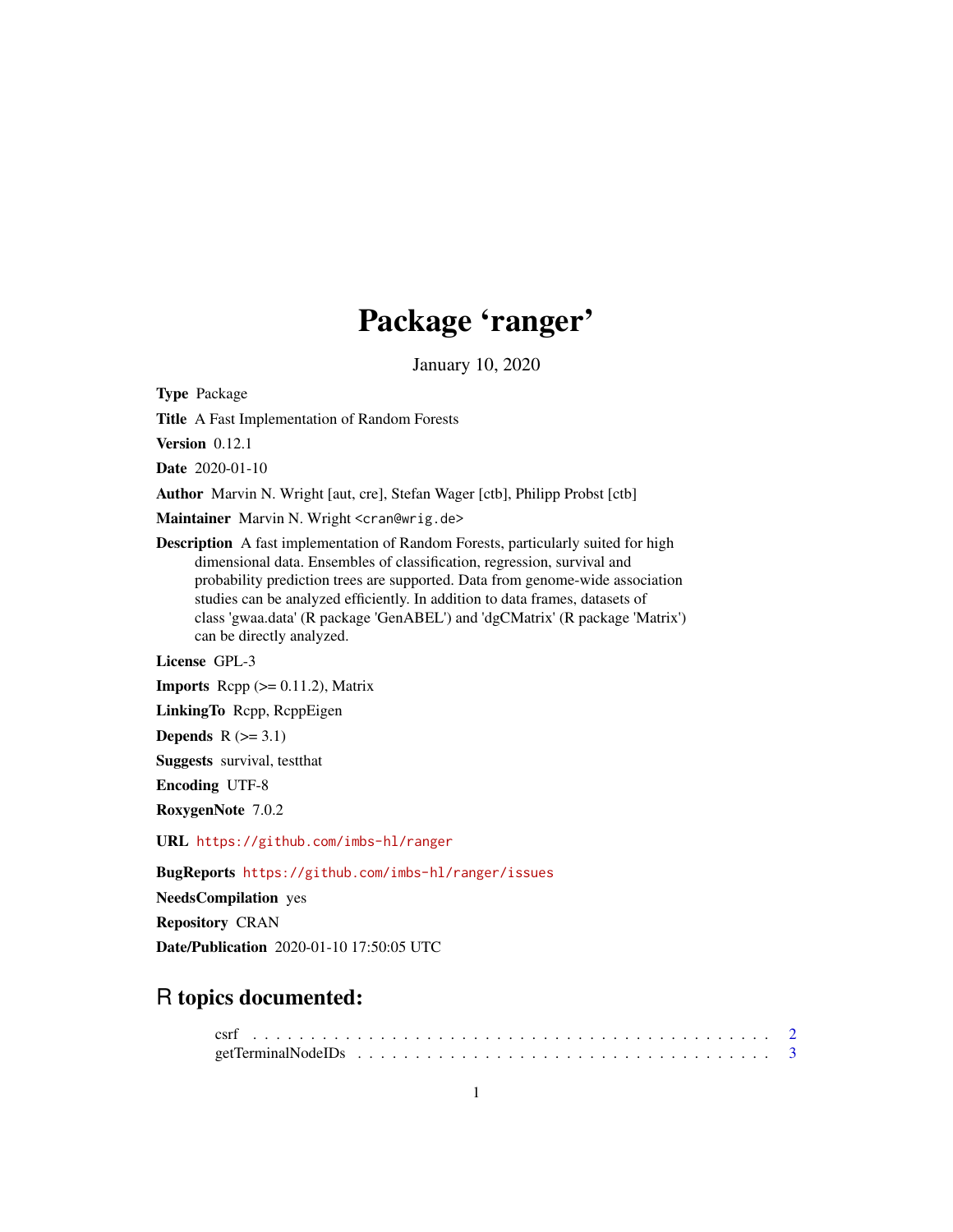# Package 'ranger'

January 10, 2020

**Type** Package

**Title** A Fast Implementation of Random Forests

**Version** 0.12.1

**Date** 2020-01-10

**Author** Marvin N. Wright [aut, cre], Stefan Wager [ctb], Philipp Probst [ctb]

**Maintainer** Marvin N. Wright <cran@wrig.de>

**Description** A fast implementation of Random Forests, particularly suited for high dimensional data. Ensembles of classification, regression, survival and probability prediction trees are supported. Data from genome-wide association studies can be analyzed efficiently. In addition to data frames, datasets of class 'gwaa.data' (R package 'GenABEL') and 'dgCMatrix' (R package 'Matrix') can be directly analyzed.

**License** GPL-3

**Imports** Rcpp (>= 0.11.2), Matrix

**LinkingTo** Rcpp, RcppEigen

**Depends** R (>= 3.1)

**Suggests** survival, testthat

**Encoding** UTF-8

**RoxygenNote** 7.0.2

**URL** https://github.com/imbs-hl/ranger

**BugReports** https://github.com/imbs-hl/ranger/issues

**NeedsCompilation** yes

**Repository** CRAN

**Date/Publication** 2020-01-10 17:50:05 UTC

## R topics documented:

csrf . . . . . . . . . . . . . . . . . . . . . . . . . . . . . . . . . . . . . . . . . . . . 2
getTerminalNodeIDs . . . . . . . . . . . . . . . . . . . . . . . . . . . . . . . . . . . 3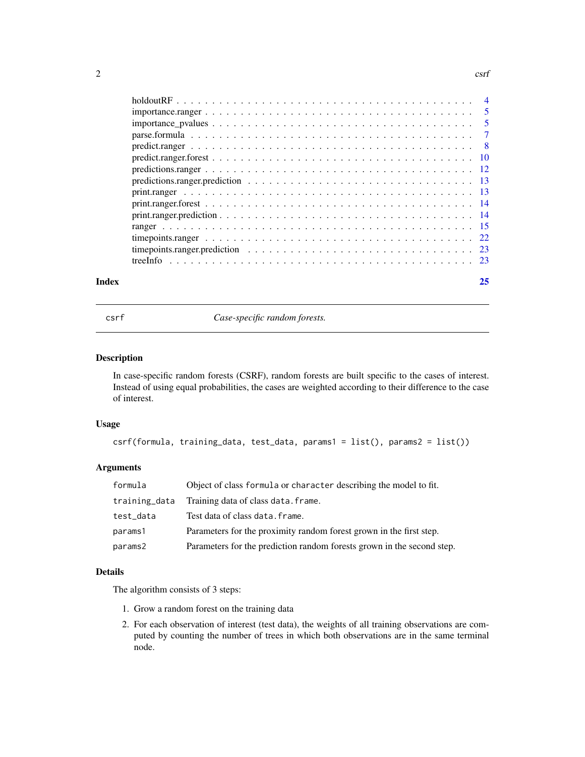| | |
|---|---|
| holdoutRF | 4 |
| importance.ranger | 5 |
| importance_pvalues | 5 |
| parse.formula | 7 |
| predict.ranger | 8 |
| predict.ranger.forest | 10 |
| predictions.ranger | 12 |
| predictions.ranger.prediction | 13 |
| print.ranger | 13 |
| print.ranger.forest | 14 |
| print.ranger.prediction | 14 |
| ranger | 15 |
| timepoints.ranger | 22 |
| timepoints.ranger.prediction | 23 |
| treeInfo | 23 |

**Index** **25**

---

csrf *Case-specific random forests.*

---

## Description

In case-specific random forests (CSRF), random forests are built specific to the cases of interest. Instead of using equal probabilities, the cases are weighted according to their difference to the case of interest.

## Usage

```
csrf(formula, training_data, test_data, params1 = list(), params2 = list())
```

## Arguments

| | |
|---|---|
| `formula` | Object of class `formula` or `character` describing the model to fit. |
| `training_data` | Training data of class `data.frame`. |
| `test_data` | Test data of class `data.frame`. |
| `params1` | Parameters for the proximity random forest grown in the first step. |
| `params2` | Parameters for the prediction random forests grown in the second step. |

## Details

The algorithm consists of 3 steps:

1. Grow a random forest on the training data
2. For each observation of interest (test data), the weights of all training observations are computed by counting the number of trees in which both observations are in the same terminal node.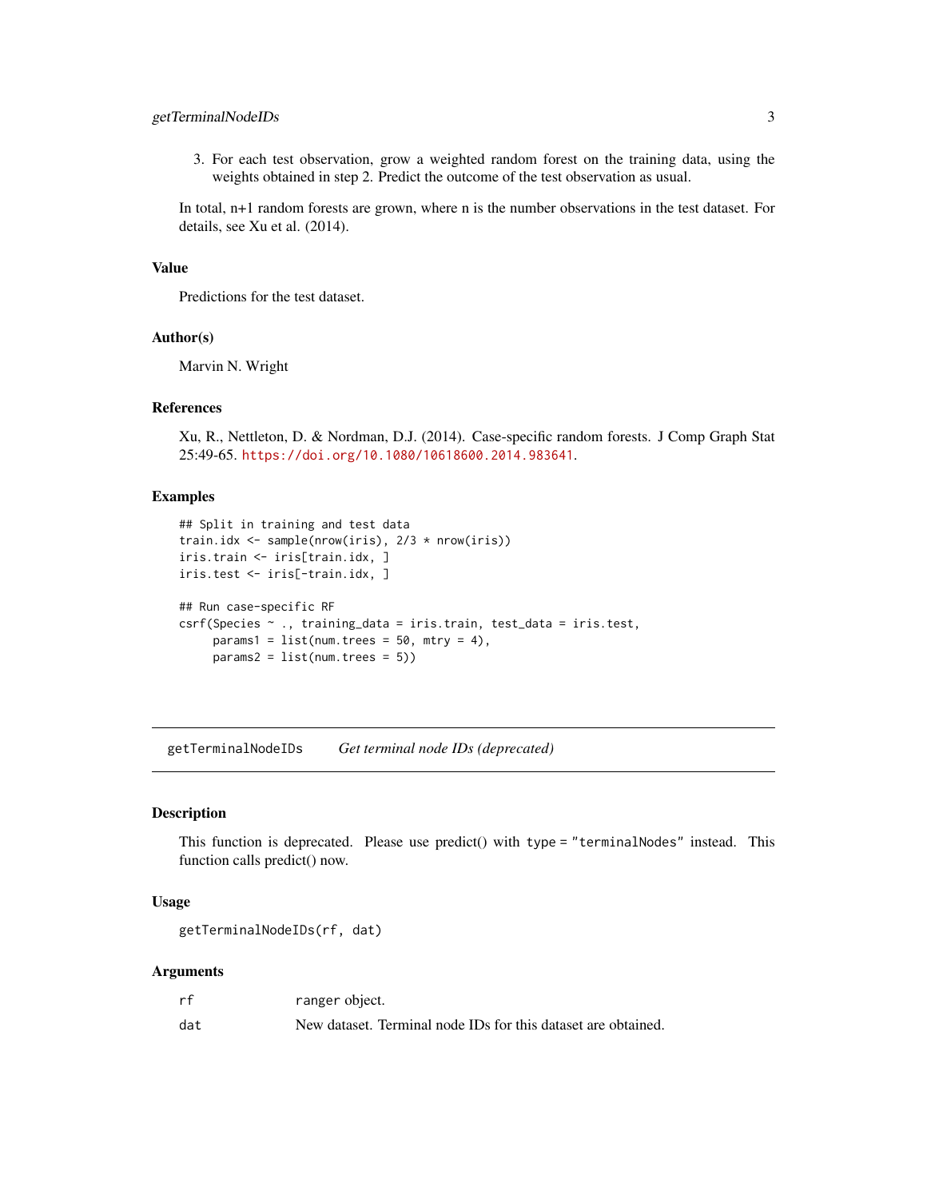3. For each test observation, grow a weighted random forest on the training data, using the weights obtained in step 2. Predict the outcome of the test observation as usual.

In total, n+1 random forests are grown, where n is the number observations in the test dataset. For details, see Xu et al. (2014).

### Value

Predictions for the test dataset.

### Author(s)

Marvin N. Wright

### References

Xu, R., Nettleton, D. & Nordman, D.J. (2014). Case-specific random forests. J Comp Graph Stat 25:49-65. https://doi.org/10.1080/10618600.2014.983641.

### Examples

```
## Split in training and test data
train.idx <- sample(nrow(iris), 2/3 * nrow(iris))
iris.train <- iris[train.idx, ]
iris.test <- iris[-train.idx, ]

## Run case-specific RF
csrf(Species ~ ., training_data = iris.train, test_data = iris.test,
     params1 = list(num.trees = 50, mtry = 4),
     params2 = list(num.trees = 5))
```

---

## getTerminalNodeIDs    *Get terminal node IDs (deprecated)*

---

### Description

This function is deprecated. Please use predict() with `type = "terminalNodes"` instead. This function calls predict() now.

### Usage

```
getTerminalNodeIDs(rf, dat)
```

### Arguments

| | |
|---|---|
| `rf` | `ranger` object. |
| `dat` | New dataset. Terminal node IDs for this dataset are obtained. |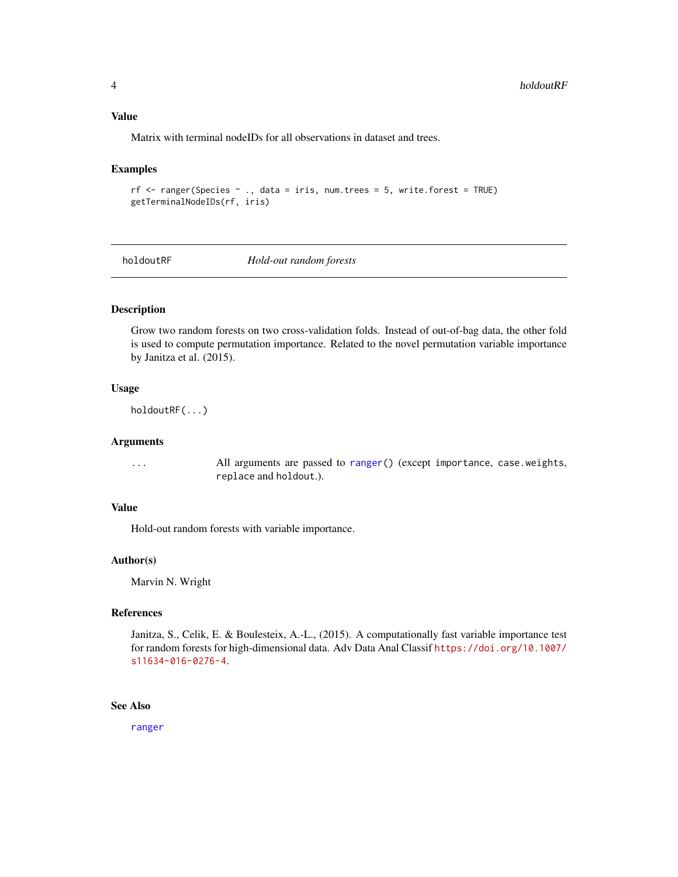## Value

Matrix with terminal nodeIDs for all observations in dataset and trees.

## Examples

```
rf <- ranger(Species ~ ., data = iris, num.trees = 5, write.forest = TRUE)
getTerminalNodeIDs(rf, iris)
```

---

# holdoutRF *Hold-out random forests*

---

## Description

Grow two random forests on two cross-validation folds. Instead of out-of-bag data, the other fold is used to compute permutation importance. Related to the novel permutation variable importance by Janitza et al. (2015).

## Usage

```
holdoutRF(...)
```

## Arguments

| | |
|---|---|
| `...` | All arguments are passed to `ranger()` (except `importance`, `case.weights`, `replace` and `holdout`.). |

## Value

Hold-out random forests with variable importance.

## Author(s)

Marvin N. Wright

## References

Janitza, S., Celik, E. & Boulesteix, A.-L., (2015). A computationally fast variable importance test for random forests for high-dimensional data. Adv Data Anal Classif https://doi.org/10.1007/s11634-016-0276-4.

## See Also

ranger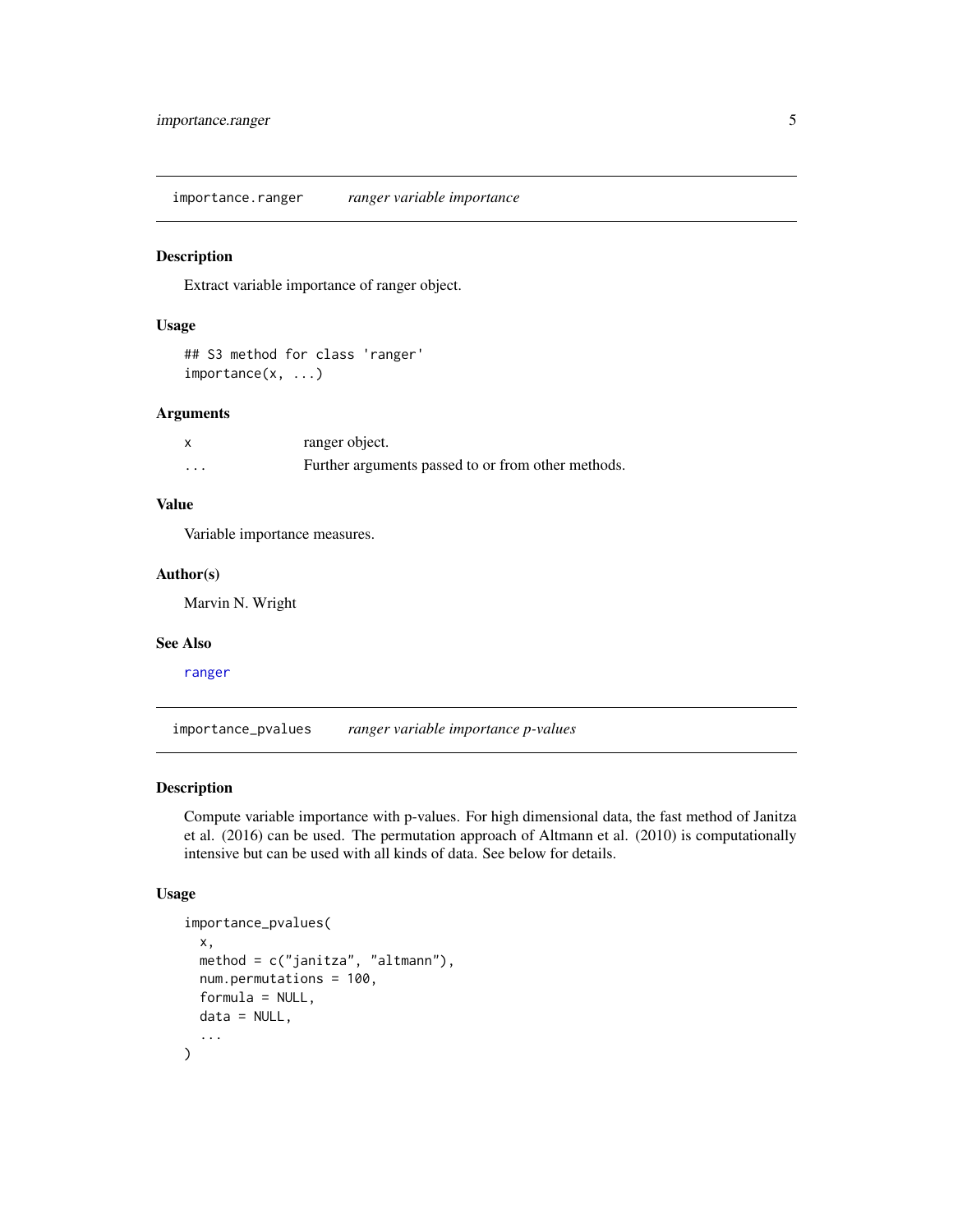## importance.ranger *ranger variable importance*

### Description

Extract variable importance of ranger object.

### Usage

```
## S3 method for class 'ranger'
importance(x, ...)
```

### Arguments

| | |
|---|---|
| x | ranger object. |
| ... | Further arguments passed to or from other methods. |

### Value

Variable importance measures.

### Author(s)

Marvin N. Wright

### See Also

ranger

## importance_pvalues *ranger variable importance p-values*

### Description

Compute variable importance with p-values. For high dimensional data, the fast method of Janitza et al. (2016) can be used. The permutation approach of Altmann et al. (2010) is computationally intensive but can be used with all kinds of data. See below for details.

### Usage

```
importance_pvalues(
  x,
  method = c("janitza", "altmann"),
  num.permutations = 100,
  formula = NULL,
  data = NULL,
  ...
)
```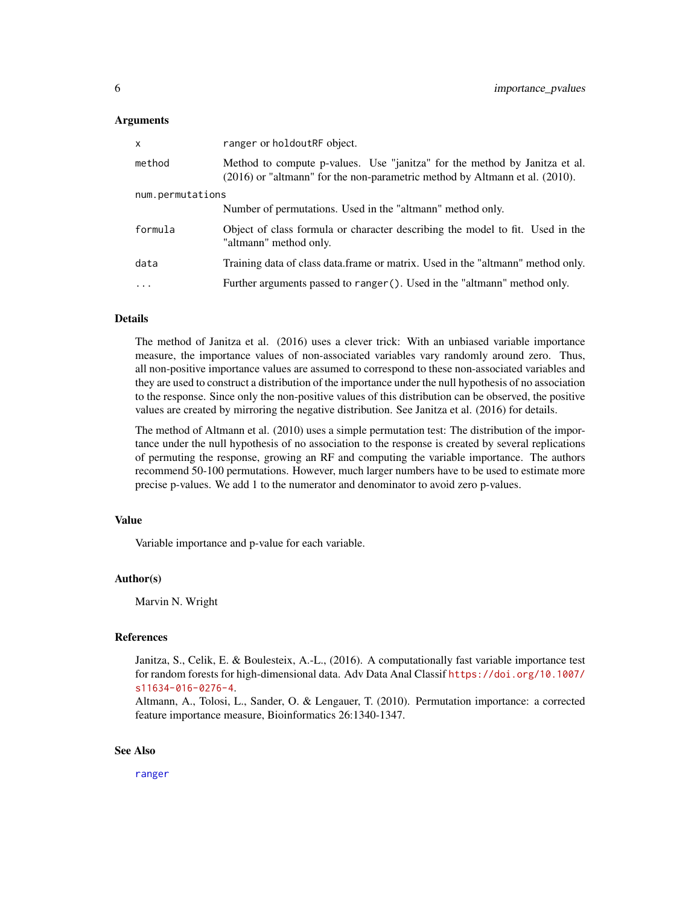### Arguments

| | |
|---|---|
| `x` | `ranger` or `holdoutRF` object. |
| `method` | Method to compute p-values. Use "janitza" for the method by Janitza et al. (2016) or "altmann" for the non-parametric method by Altmann et al. (2010). |
| `num.permutations` | Number of permutations. Used in the "altmann" method only. |
| `formula` | Object of class formula or character describing the model to fit. Used in the "altmann" method only. |
| `data` | Training data of class data.frame or matrix. Used in the "altmann" method only. |
| `...` | Further arguments passed to `ranger()`. Used in the "altmann" method only. |

### Details

The method of Janitza et al. (2016) uses a clever trick: With an unbiased variable importance measure, the importance values of non-associated variables vary randomly around zero. Thus, all non-positive importance values are assumed to correspond to these non-associated variables and they are used to construct a distribution of the importance under the null hypothesis of no association to the response. Since only the non-positive values of this distribution can be observed, the positive values are created by mirroring the negative distribution. See Janitza et al. (2016) for details.

The method of Altmann et al. (2010) uses a simple permutation test: The distribution of the importance under the null hypothesis of no association to the response is created by several replications of permuting the response, growing an RF and computing the variable importance. The authors recommend 50-100 permutations. However, much larger numbers have to be used to estimate more precise p-values. We add 1 to the numerator and denominator to avoid zero p-values.

### Value

Variable importance and p-value for each variable.

### Author(s)

Marvin N. Wright

### References

Janitza, S., Celik, E. & Boulesteix, A.-L., (2016). A computationally fast variable importance test for random forests for high-dimensional data. Adv Data Anal Classif https://doi.org/10.1007/s11634-016-0276-4.

Altmann, A., Tolosi, L., Sander, O. & Lengauer, T. (2010). Permutation importance: a corrected feature importance measure, Bioinformatics 26:1340-1347.

### See Also

ranger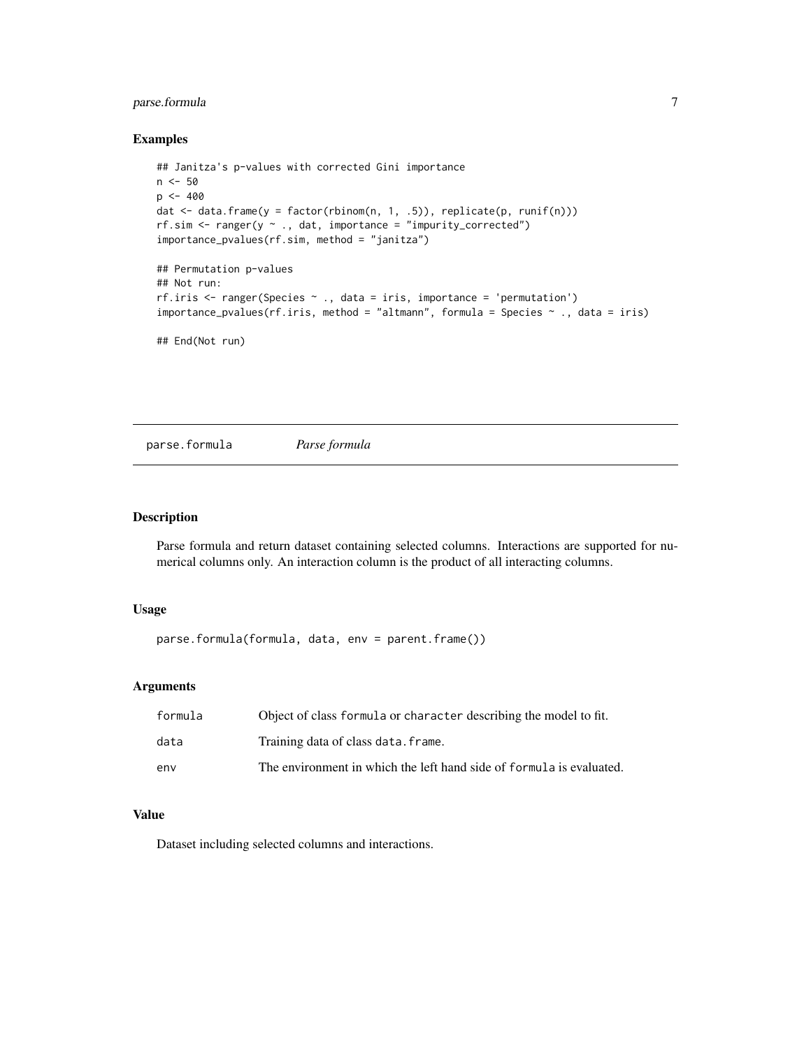### Examples

```
## Janitza's p-values with corrected Gini importance
n <- 50
p <- 400
dat <- data.frame(y = factor(rbinom(n, 1, .5)), replicate(p, runif(n)))
rf.sim <- ranger(y ~ ., dat, importance = "impurity_corrected")
importance_pvalues(rf.sim, method = "janitza")

## Permutation p-values
## Not run:
rf.iris <- ranger(Species ~ ., data = iris, importance = 'permutation')
importance_pvalues(rf.iris, method = "altmann", formula = Species ~ ., data = iris)

## End(Not run)
```

## parse.formula — *Parse formula*

### Description

Parse formula and return dataset containing selected columns. Interactions are supported for numerical columns only. An interaction column is the product of all interacting columns.

### Usage

```
parse.formula(formula, data, env = parent.frame())
```

### Arguments

| | |
|---|---|
| `formula` | Object of class `formula` or `character` describing the model to fit. |
| `data` | Training data of class `data.frame`. |
| `env` | The environment in which the left hand side of `formula` is evaluated. |

### Value

Dataset including selected columns and interactions.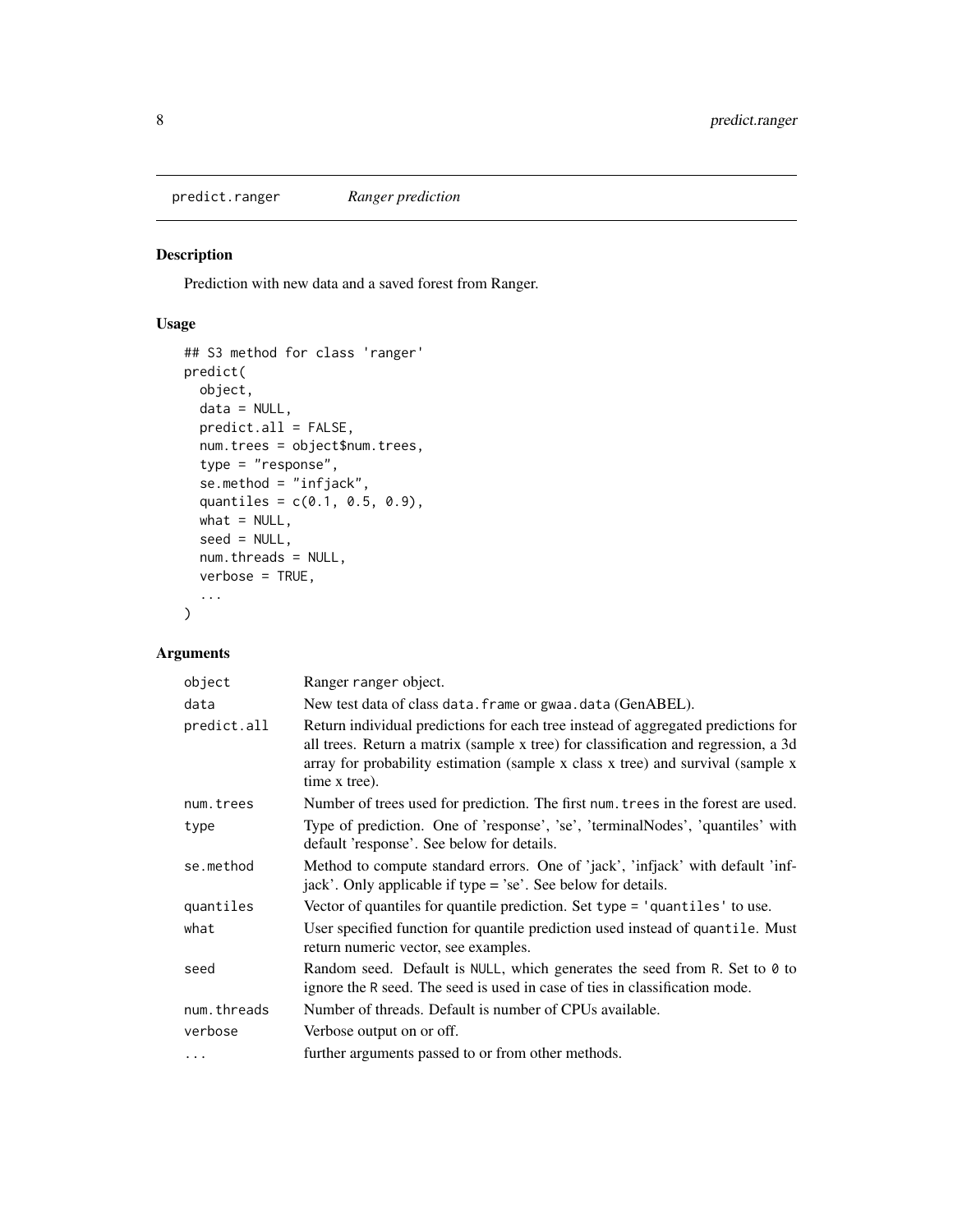## predict.ranger *Ranger prediction*

### Description

Prediction with new data and a saved forest from Ranger.

### Usage

```
## S3 method for class 'ranger'
predict(
  object,
  data = NULL,
  predict.all = FALSE,
  num.trees = object$num.trees,
  type = "response",
  se.method = "infjack",
  quantiles = c(0.1, 0.5, 0.9),
  what = NULL,
  seed = NULL,
  num.threads = NULL,
  verbose = TRUE,
  ...
)
```

### Arguments

| | |
|---|---|
| `object` | Ranger `ranger` object. |
| `data` | New test data of class `data.frame` or `gwaa.data` (GenABEL). |
| `predict.all` | Return individual predictions for each tree instead of aggregated predictions for all trees. Return a matrix (sample x tree) for classification and regression, a 3d array for probability estimation (sample x class x tree) and survival (sample x time x tree). |
| `num.trees` | Number of trees used for prediction. The first `num.trees` in the forest are used. |
| `type` | Type of prediction. One of 'response', 'se', 'terminalNodes', 'quantiles' with default 'response'. See below for details. |
| `se.method` | Method to compute standard errors. One of 'jack', 'infjack' with default 'infjack'. Only applicable if type = 'se'. See below for details. |
| `quantiles` | Vector of quantiles for quantile prediction. Set `type = 'quantiles'` to use. |
| `what` | User specified function for quantile prediction used instead of `quantile`. Must return numeric vector, see examples. |
| `seed` | Random seed. Default is `NULL`, which generates the seed from `R`. Set to `0` to ignore the `R` seed. The seed is used in case of ties in classification mode. |
| `num.threads` | Number of threads. Default is number of CPUs available. |
| `verbose` | Verbose output on or off. |
| `...` | further arguments passed to or from other methods. |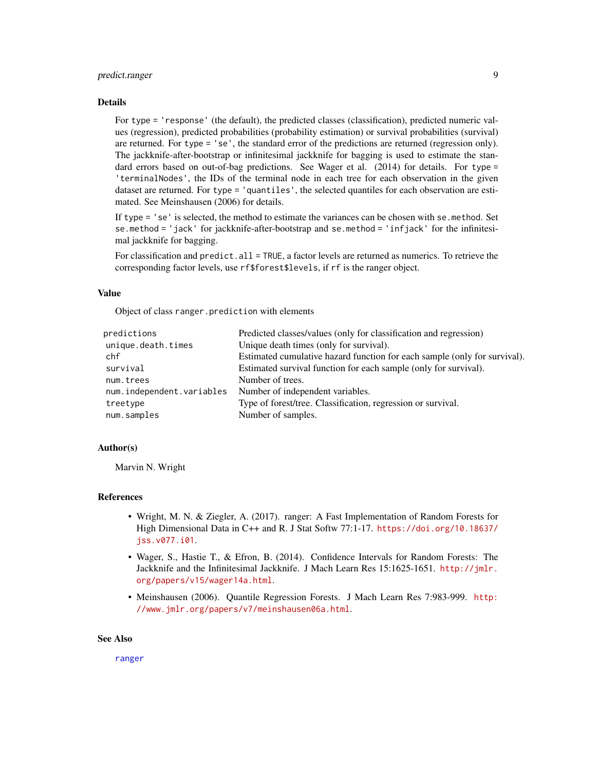### Details

For `type = 'response'` (the default), the predicted classes (classification), predicted numeric values (regression), predicted probabilities (probability estimation) or survival probabilities (survival) are returned. For `type = 'se'`, the standard error of the predictions are returned (regression only). The jackknife-after-bootstrap or infinitesimal jackknife for bagging is used to estimate the standard errors based on out-of-bag predictions. See Wager et al. (2014) for details. For `type = 'terminalNodes'`, the IDs of the terminal node in each tree for each observation in the given dataset are returned. For `type = 'quantiles'`, the selected quantiles for each observation are estimated. See Meinshausen (2006) for details.

If `type = 'se'` is selected, the method to estimate the variances can be chosen with `se.method`. Set `se.method = 'jack'` for jackknife-after-bootstrap and `se.method = 'infjack'` for the infinitesimal jackknife for bagging.

For classification and `predict.all = TRUE`, a factor levels are returned as numerics. To retrieve the corresponding factor levels, use `rf$forest$levels`, if `rf` is the ranger object.

### Value

Object of class `ranger.prediction` with elements

| | |
|---|---|
| `predictions` | Predicted classes/values (only for classification and regression) |
| `unique.death.times` | Unique death times (only for survival). |
| `chf` | Estimated cumulative hazard function for each sample (only for survival). |
| `survival` | Estimated survival function for each sample (only for survival). |
| `num.trees` | Number of trees. |
| `num.independent.variables` | Number of independent variables. |
| `treetype` | Type of forest/tree. Classification, regression or survival. |
| `num.samples` | Number of samples. |

### Author(s)

Marvin N. Wright

### References

- Wright, M. N. & Ziegler, A. (2017). ranger: A Fast Implementation of Random Forests for High Dimensional Data in C++ and R. J Stat Softw 77:1-17. https://doi.org/10.18637/jss.v077.i01.
- Wager, S., Hastie T., & Efron, B. (2014). Confidence Intervals for Random Forests: The Jackknife and the Infinitesimal Jackknife. J Mach Learn Res 15:1625-1651. http://jmlr.org/papers/v15/wager14a.html.
- Meinshausen (2006). Quantile Regression Forests. J Mach Learn Res 7:983-999. http://www.jmlr.org/papers/v7/meinshausen06a.html.

### See Also

ranger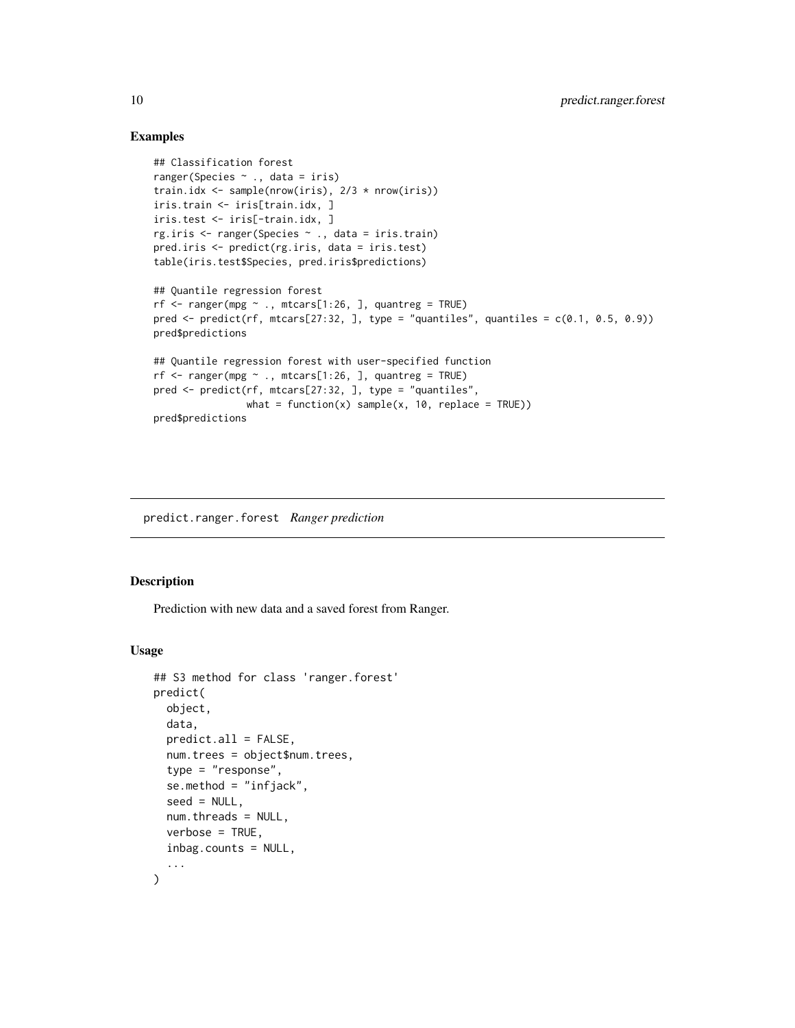## Examples

```
## Classification forest
ranger(Species ~ ., data = iris)
train.idx <- sample(nrow(iris), 2/3 * nrow(iris))
iris.train <- iris[train.idx, ]
iris.test <- iris[-train.idx, ]
rg.iris <- ranger(Species ~ ., data = iris.train)
pred.iris <- predict(rg.iris, data = iris.test)
table(iris.test$Species, pred.iris$predictions)

## Quantile regression forest
rf <- ranger(mpg ~ ., mtcars[1:26, ], quantreg = TRUE)
pred <- predict(rf, mtcars[27:32, ], type = "quantiles", quantiles = c(0.1, 0.5, 0.9))
pred$predictions

## Quantile regression forest with user-specified function
rf <- ranger(mpg ~ ., mtcars[1:26, ], quantreg = TRUE)
pred <- predict(rf, mtcars[27:32, ], type = "quantiles",
                what = function(x) sample(x, 10, replace = TRUE))
pred$predictions
```

---

# predict.ranger.forest *Ranger prediction*

---

## Description

Prediction with new data and a saved forest from Ranger.

## Usage

```
## S3 method for class 'ranger.forest'
predict(
  object,
  data,
  predict.all = FALSE,
  num.trees = object$num.trees,
  type = "response",
  se.method = "infjack",
  seed = NULL,
  num.threads = NULL,
  verbose = TRUE,
  inbag.counts = NULL,
  ...
)
```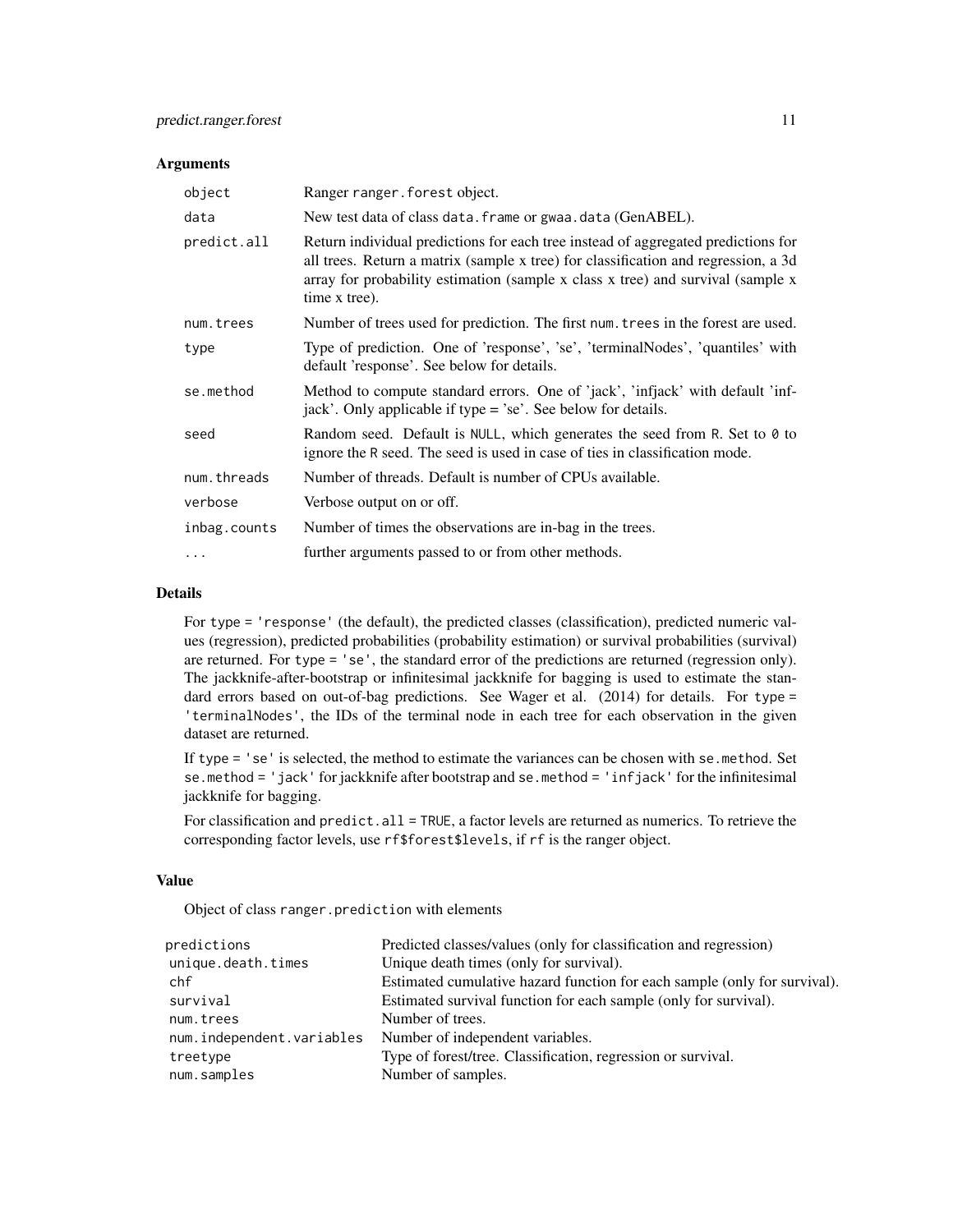### Arguments

| | |
|---|---|
| `object` | Ranger `ranger.forest` object. |
| `data` | New test data of class `data.frame` or `gwaa.data` (GenABEL). |
| `predict.all` | Return individual predictions for each tree instead of aggregated predictions for all trees. Return a matrix (sample x tree) for classification and regression, a 3d array for probability estimation (sample x class x tree) and survival (sample x time x tree). |
| `num.trees` | Number of trees used for prediction. The first `num.trees` in the forest are used. |
| `type` | Type of prediction. One of 'response', 'se', 'terminalNodes', 'quantiles' with default 'response'. See below for details. |
| `se.method` | Method to compute standard errors. One of 'jack', 'infjack' with default 'infjack'. Only applicable if type = 'se'. See below for details. |
| `seed` | Random seed. Default is `NULL`, which generates the seed from `R`. Set to `0` to ignore the `R` seed. The seed is used in case of ties in classification mode. |
| `num.threads` | Number of threads. Default is number of CPUs available. |
| `verbose` | Verbose output on or off. |
| `inbag.counts` | Number of times the observations are in-bag in the trees. |
| `...` | further arguments passed to or from other methods. |

### Details

For `type = 'response'` (the default), the predicted classes (classification), predicted numeric values (regression), predicted probabilities (probability estimation) or survival probabilities (survival) are returned. For `type = 'se'`, the standard error of the predictions are returned (regression only). The jackknife-after-bootstrap or infinitesimal jackknife for bagging is used to estimate the standard errors based on out-of-bag predictions. See Wager et al. (2014) for details. For `type = 'terminalNodes'`, the IDs of the terminal node in each tree for each observation in the given dataset are returned.

If `type = 'se'` is selected, the method to estimate the variances can be chosen with `se.method`. Set `se.method = 'jack'` for jackknife after bootstrap and `se.method = 'infjack'` for the infinitesimal jackknife for bagging.

For classification and `predict.all = TRUE`, a factor levels are returned as numerics. To retrieve the corresponding factor levels, use `rf$forest$levels`, if `rf` is the ranger object.

### Value

Object of class `ranger.prediction` with elements

| | |
|---|---|
| `predictions` | Predicted classes/values (only for classification and regression) |
| `unique.death.times` | Unique death times (only for survival). |
| `chf` | Estimated cumulative hazard function for each sample (only for survival). |
| `survival` | Estimated survival function for each sample (only for survival). |
| `num.trees` | Number of trees. |
| `num.independent.variables` | Number of independent variables. |
| `treetype` | Type of forest/tree. Classification, regression or survival. |
| `num.samples` | Number of samples. |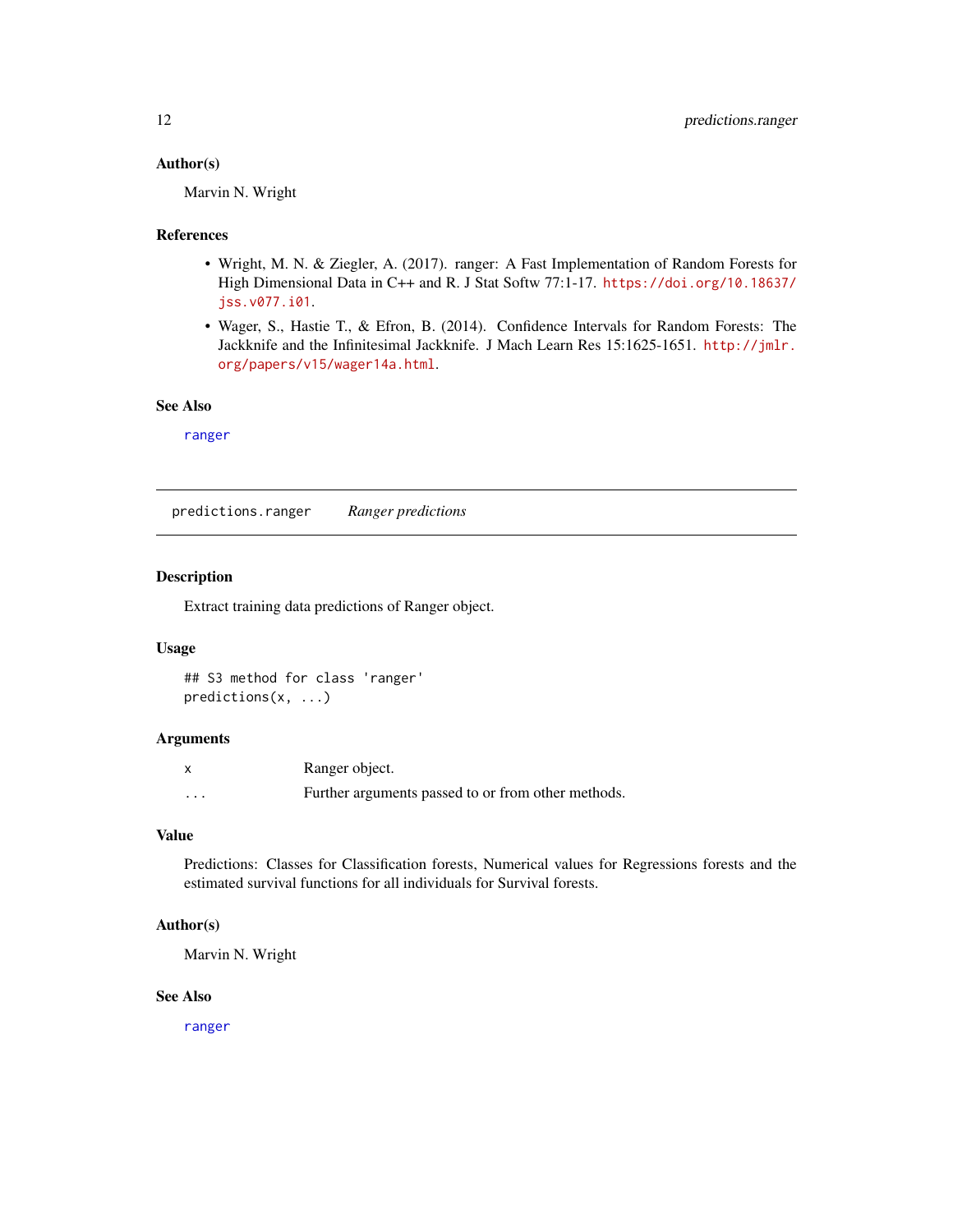### Author(s)

Marvin N. Wright

### References

- Wright, M. N. & Ziegler, A. (2017). ranger: A Fast Implementation of Random Forests for High Dimensional Data in C++ and R. J Stat Softw 77:1-17. https://doi.org/10.18637/jss.v077.i01.
- Wager, S., Hastie T., & Efron, B. (2014). Confidence Intervals for Random Forests: The Jackknife and the Infinitesimal Jackknife. J Mach Learn Res 15:1625-1651. http://jmlr.org/papers/v15/wager14a.html.

### See Also

ranger

---

## predictions.ranger — *Ranger predictions*

---

### Description

Extract training data predictions of Ranger object.

### Usage

```
## S3 method for class 'ranger'
predictions(x, ...)
```

### Arguments

| | |
|---|---|
| x | Ranger object. |
| ... | Further arguments passed to or from other methods. |

### Value

Predictions: Classes for Classification forests, Numerical values for Regressions forests and the estimated survival functions for all individuals for Survival forests.

### Author(s)

Marvin N. Wright

### See Also

ranger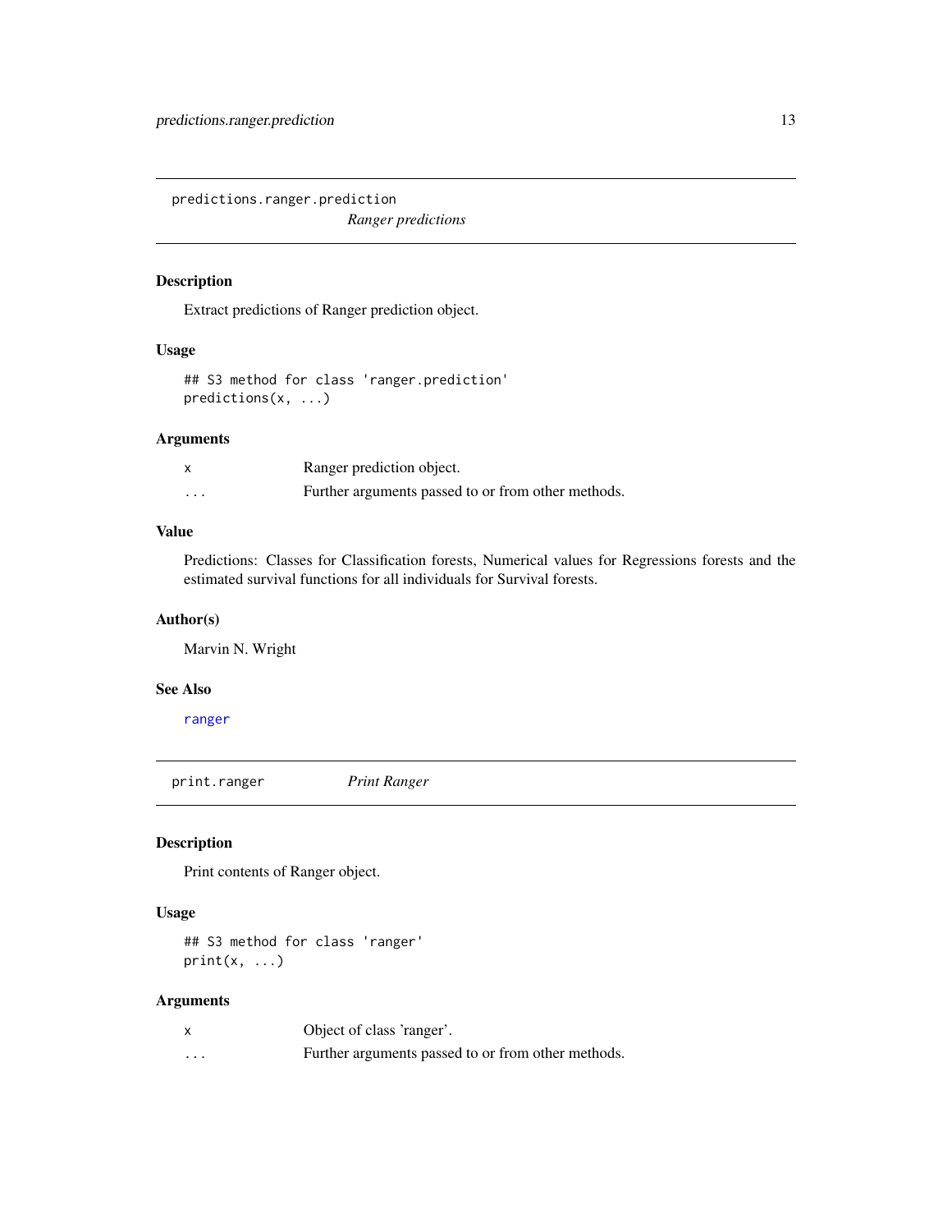## predictions.ranger.prediction *Ranger predictions*

### Description

Extract predictions of Ranger prediction object.

### Usage

```
## S3 method for class 'ranger.prediction'
predictions(x, ...)
```

### Arguments

| | |
|---|---|
| `x` | Ranger prediction object. |
| `...` | Further arguments passed to or from other methods. |

### Value

Predictions: Classes for Classification forests, Numerical values for Regressions forests and the estimated survival functions for all individuals for Survival forests.

### Author(s)

Marvin N. Wright

### See Also

ranger

## print.ranger *Print Ranger*

### Description

Print contents of Ranger object.

### Usage

```
## S3 method for class 'ranger'
print(x, ...)
```

### Arguments

| | |
|---|---|
| `x` | Object of class 'ranger'. |
| `...` | Further arguments passed to or from other methods. |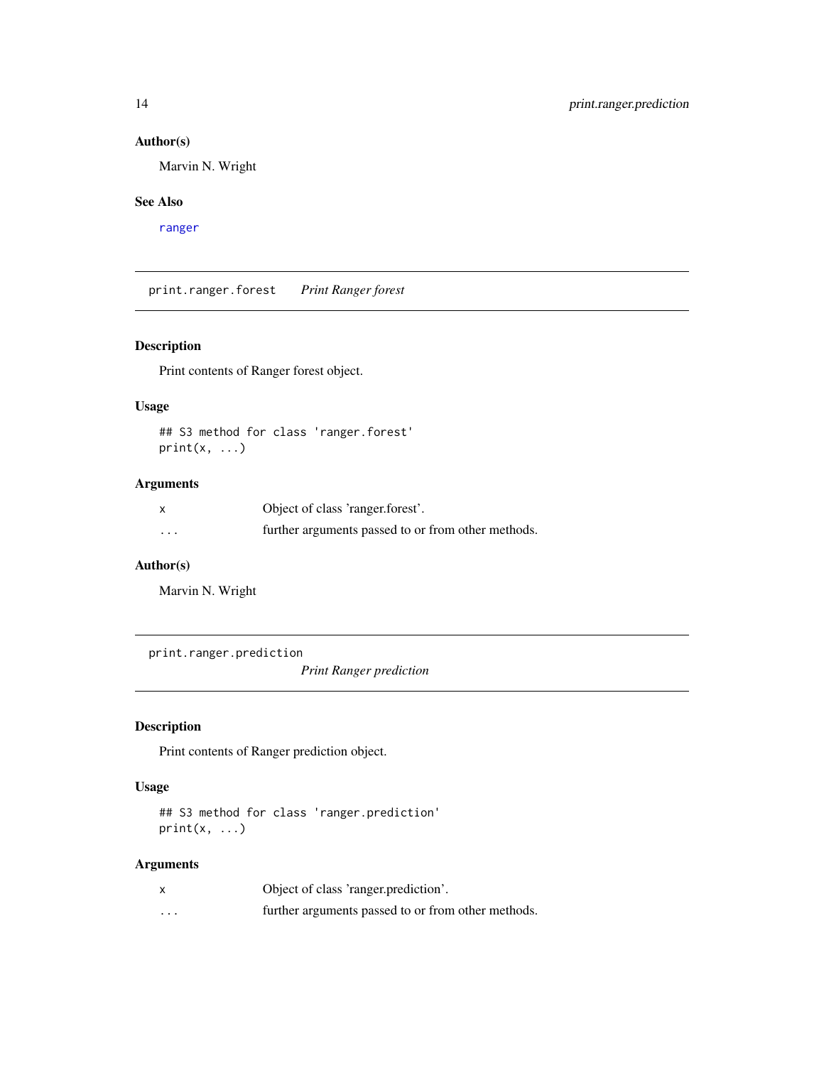### Author(s)

Marvin N. Wright

### See Also

ranger

---

## print.ranger.forest *Print Ranger forest*

### Description

Print contents of Ranger forest object.

### Usage

```
## S3 method for class 'ranger.forest'
print(x, ...)
```

### Arguments

| | |
|---|---|
| x | Object of class 'ranger.forest'. |
| ... | further arguments passed to or from other methods. |

### Author(s)

Marvin N. Wright

---

## print.ranger.prediction *Print Ranger prediction*

### Description

Print contents of Ranger prediction object.

### Usage

```
## S3 method for class 'ranger.prediction'
print(x, ...)
```

### Arguments

| | |
|---|---|
| x | Object of class 'ranger.prediction'. |
| ... | further arguments passed to or from other methods. |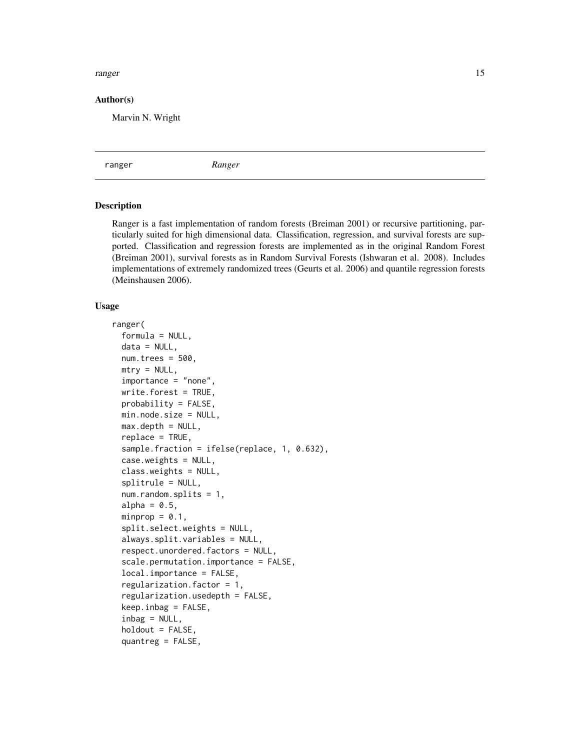### Author(s)

Marvin N. Wright

---

ranger *Ranger*

---

### Description

Ranger is a fast implementation of random forests (Breiman 2001) or recursive partitioning, particularly suited for high dimensional data. Classification, regression, and survival forests are supported. Classification and regression forests are implemented as in the original Random Forest (Breiman 2001), survival forests as in Random Survival Forests (Ishwaran et al. 2008). Includes implementations of extremely randomized trees (Geurts et al. 2006) and quantile regression forests (Meinshausen 2006).

### Usage

```
ranger(
  formula = NULL,
  data = NULL,
  num.trees = 500,
  mtry = NULL,
  importance = "none",
  write.forest = TRUE,
  probability = FALSE,
  min.node.size = NULL,
  max.depth = NULL,
  replace = TRUE,
  sample.fraction = ifelse(replace, 1, 0.632),
  case.weights = NULL,
  class.weights = NULL,
  splitrule = NULL,
  num.random.splits = 1,
  alpha = 0.5,
  minprop = 0.1,
  split.select.weights = NULL,
  always.split.variables = NULL,
  respect.unordered.factors = NULL,
  scale.permutation.importance = FALSE,
  local.importance = FALSE,
  regularization.factor = 1,
  regularization.usedepth = FALSE,
  keep.inbag = FALSE,
  inbag = NULL,
  holdout = FALSE,
  quantreg = FALSE,
```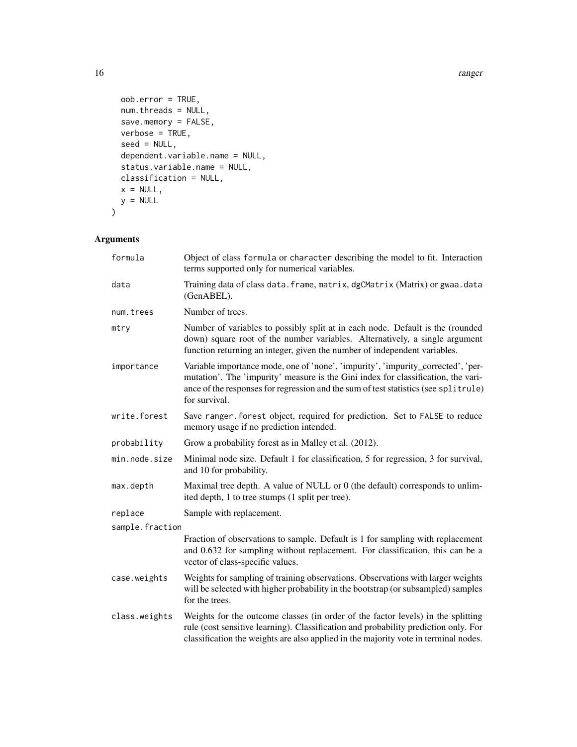```
  oob.error = TRUE,
  num.threads = NULL,
  save.memory = FALSE,
  verbose = TRUE,
  seed = NULL,
  dependent.variable.name = NULL,
  status.variable.name = NULL,
  classification = NULL,
  x = NULL,
  y = NULL
)
```

## Arguments

| | |
|---|---|
| formula | Object of class formula or character describing the model to fit. Interaction terms supported only for numerical variables. |
| data | Training data of class data.frame, matrix, dgCMatrix (Matrix) or gwaa.data (GenABEL). |
| num.trees | Number of trees. |
| mtry | Number of variables to possibly split at in each node. Default is the (rounded down) square root of the number variables. Alternatively, a single argument function returning an integer, given the number of independent variables. |
| importance | Variable importance mode, one of 'none', 'impurity', 'impurity_corrected', 'permutation'. The 'impurity' measure is the Gini index for classification, the variance of the responses for regression and the sum of test statistics (see splitrule) for survival. |
| write.forest | Save ranger.forest object, required for prediction. Set to FALSE to reduce memory usage if no prediction intended. |
| probability | Grow a probability forest as in Malley et al. (2012). |
| min.node.size | Minimal node size. Default 1 for classification, 5 for regression, 3 for survival, and 10 for probability. |
| max.depth | Maximal tree depth. A value of NULL or 0 (the default) corresponds to unlimited depth, 1 to tree stumps (1 split per tree). |
| replace | Sample with replacement. |
| sample.fraction | Fraction of observations to sample. Default is 1 for sampling with replacement and 0.632 for sampling without replacement. For classification, this can be a vector of class-specific values. |
| case.weights | Weights for sampling of training observations. Observations with larger weights will be selected with higher probability in the bootstrap (or subsampled) samples for the trees. |
| class.weights | Weights for the outcome classes (in order of the factor levels) in the splitting rule (cost sensitive learning). Classification and probability prediction only. For classification the weights are also applied in the majority vote in terminal nodes. |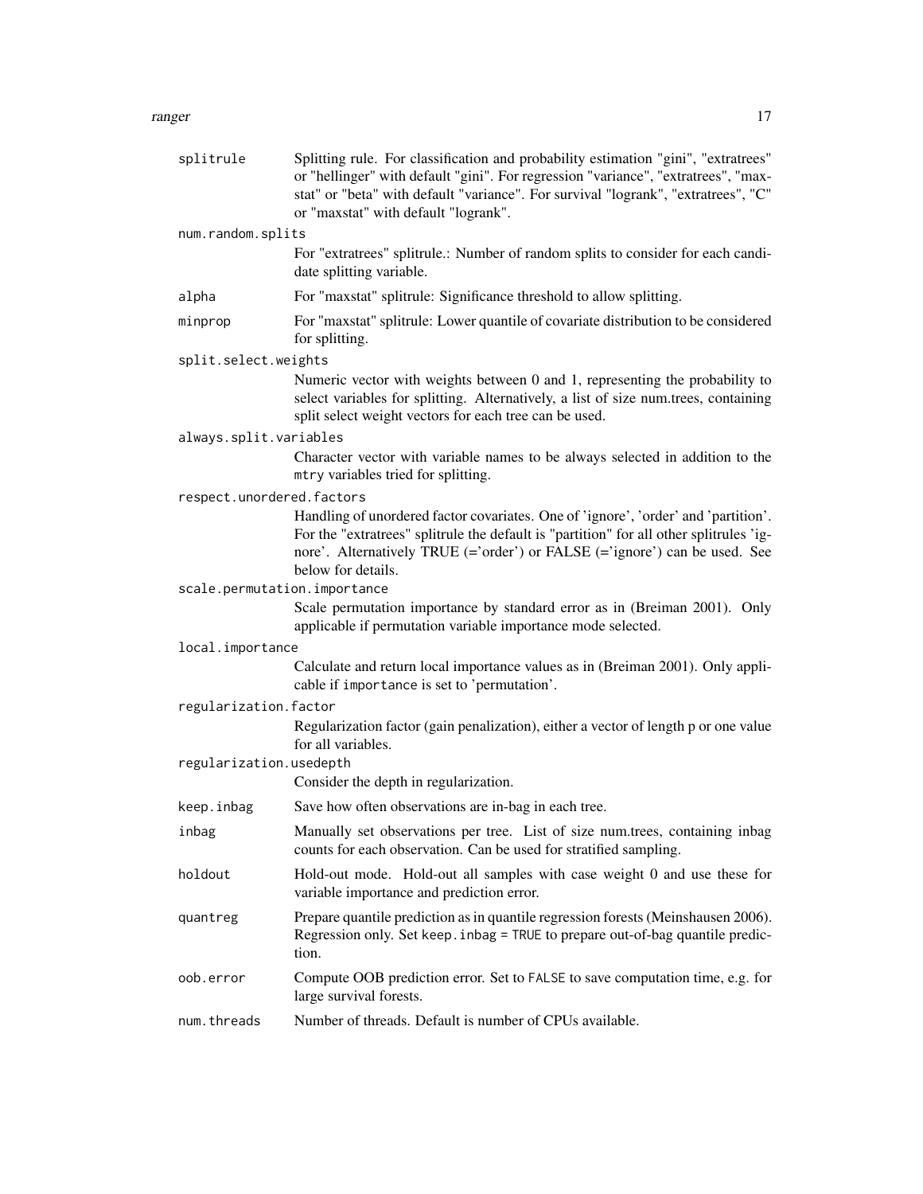| | |
|---|---|
| `splitrule` | Splitting rule. For classification and probability estimation "gini", "extratrees" or "hellinger" with default "gini". For regression "variance", "extratrees", "maxstat" or "beta" with default "variance". For survival "logrank", "extratrees", "C" or "maxstat" with default "logrank". |
| `num.random.splits` | For "extratrees" splitrule.: Number of random splits to consider for each candidate splitting variable. |
| `alpha` | For "maxstat" splitrule: Significance threshold to allow splitting. |
| `minprop` | For "maxstat" splitrule: Lower quantile of covariate distribution to be considered for splitting. |
| `split.select.weights` | Numeric vector with weights between 0 and 1, representing the probability to select variables for splitting. Alternatively, a list of size num.trees, containing split select weight vectors for each tree can be used. |
| `always.split.variables` | Character vector with variable names to be always selected in addition to the `mtry` variables tried for splitting. |
| `respect.unordered.factors` | Handling of unordered factor covariates. One of 'ignore', 'order' and 'partition'. For the "extratrees" splitrule the default is "partition" for all other splitrules 'ignore'. Alternatively TRUE (='order') or FALSE (='ignore') can be used. See below for details. |
| `scale.permutation.importance` | Scale permutation importance by standard error as in (Breiman 2001). Only applicable if permutation variable importance mode selected. |
| `local.importance` | Calculate and return local importance values as in (Breiman 2001). Only applicable if `importance` is set to 'permutation'. |
| `regularization.factor` | Regularization factor (gain penalization), either a vector of length p or one value for all variables. |
| `regularization.usedepth` | Consider the depth in regularization. |
| `keep.inbag` | Save how often observations are in-bag in each tree. |
| `inbag` | Manually set observations per tree. List of size num.trees, containing inbag counts for each observation. Can be used for stratified sampling. |
| `holdout` | Hold-out mode. Hold-out all samples with case weight 0 and use these for variable importance and prediction error. |
| `quantreg` | Prepare quantile prediction as in quantile regression forests (Meinshausen 2006). Regression only. Set `keep.inbag = TRUE` to prepare out-of-bag quantile prediction. |
| `oob.error` | Compute OOB prediction error. Set to `FALSE` to save computation time, e.g. for large survival forests. |
| `num.threads` | Number of threads. Default is number of CPUs available. |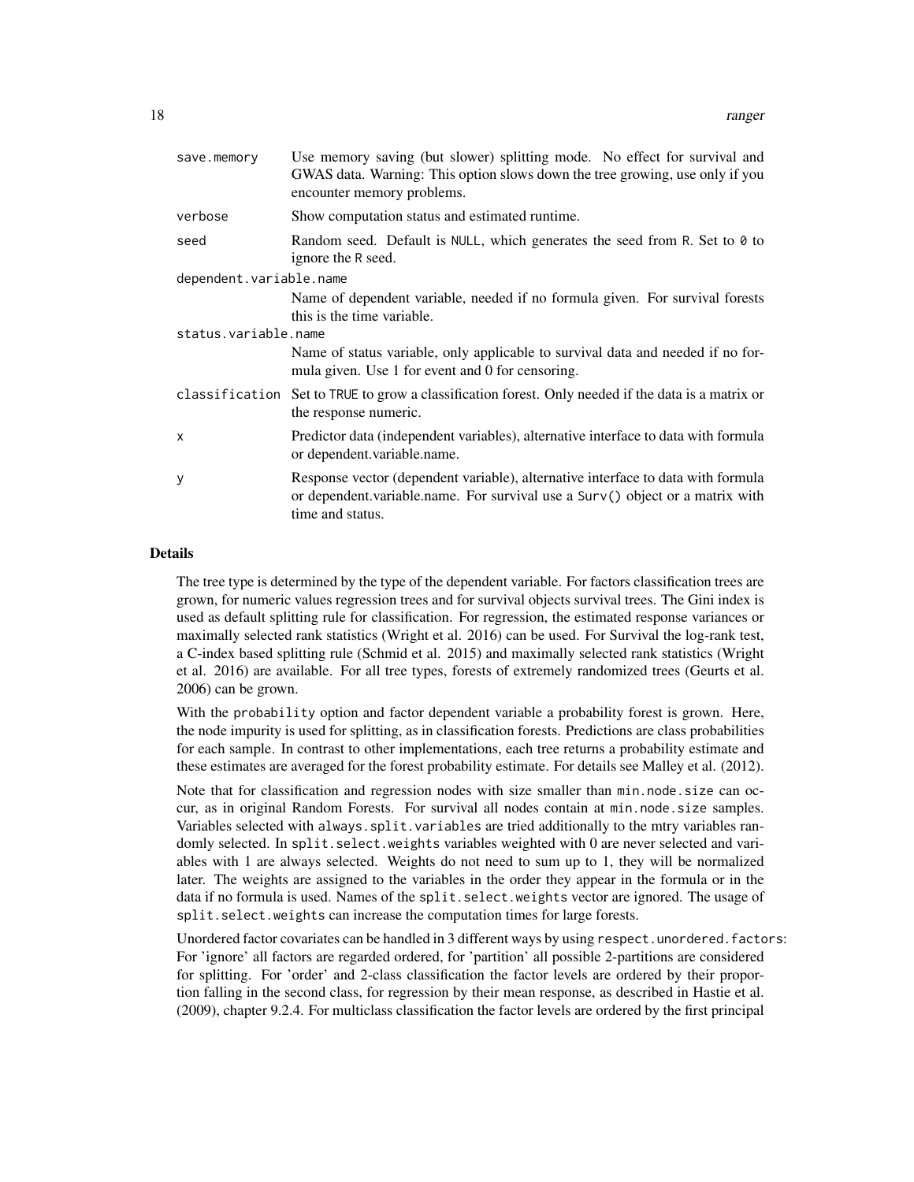| | |
|---|---|
| save.memory | Use memory saving (but slower) splitting mode. No effect for survival and GWAS data. Warning: This option slows down the tree growing, use only if you encounter memory problems. |
| verbose | Show computation status and estimated runtime. |
| seed | Random seed. Default is NULL, which generates the seed from R. Set to 0 to ignore the R seed. |
| dependent.variable.name | Name of dependent variable, needed if no formula given. For survival forests this is the time variable. |
| status.variable.name | Name of status variable, only applicable to survival data and needed if no formula given. Use 1 for event and 0 for censoring. |
| classification | Set to TRUE to grow a classification forest. Only needed if the data is a matrix or the response numeric. |
| x | Predictor data (independent variables), alternative interface to data with formula or dependent.variable.name. |
| y | Response vector (dependent variable), alternative interface to data with formula or dependent.variable.name. For survival use a Surv() object or a matrix with time and status. |

## Details

The tree type is determined by the type of the dependent variable. For factors classification trees are grown, for numeric values regression trees and for survival objects survival trees. The Gini index is used as default splitting rule for classification. For regression, the estimated response variances or maximally selected rank statistics (Wright et al. 2016) can be used. For Survival the log-rank test, a C-index based splitting rule (Schmid et al. 2015) and maximally selected rank statistics (Wright et al. 2016) are available. For all tree types, forests of extremely randomized trees (Geurts et al. 2006) can be grown.

With the probability option and factor dependent variable a probability forest is grown. Here, the node impurity is used for splitting, as in classification forests. Predictions are class probabilities for each sample. In contrast to other implementations, each tree returns a probability estimate and these estimates are averaged for the forest probability estimate. For details see Malley et al. (2012).

Note that for classification and regression nodes with size smaller than min.node.size can occur, as in original Random Forests. For survival all nodes contain at min.node.size samples. Variables selected with always.split.variables are tried additionally to the mtry variables randomly selected. In split.select.weights variables weighted with 0 are never selected and variables with 1 are always selected. Weights do not need to sum up to 1, they will be normalized later. The weights are assigned to the variables in the order they appear in the formula or in the data if no formula is used. Names of the split.select.weights vector are ignored. The usage of split.select.weights can increase the computation times for large forests.

Unordered factor covariates can be handled in 3 different ways by using respect.unordered.factors: For 'ignore' all factors are regarded ordered, for 'partition' all possible 2-partitions are considered for splitting. For 'order' and 2-class classification the factor levels are ordered by their proportion falling in the second class, for regression by their mean response, as described in Hastie et al. (2009), chapter 9.2.4. For multiclass classification the factor levels are ordered by the first principal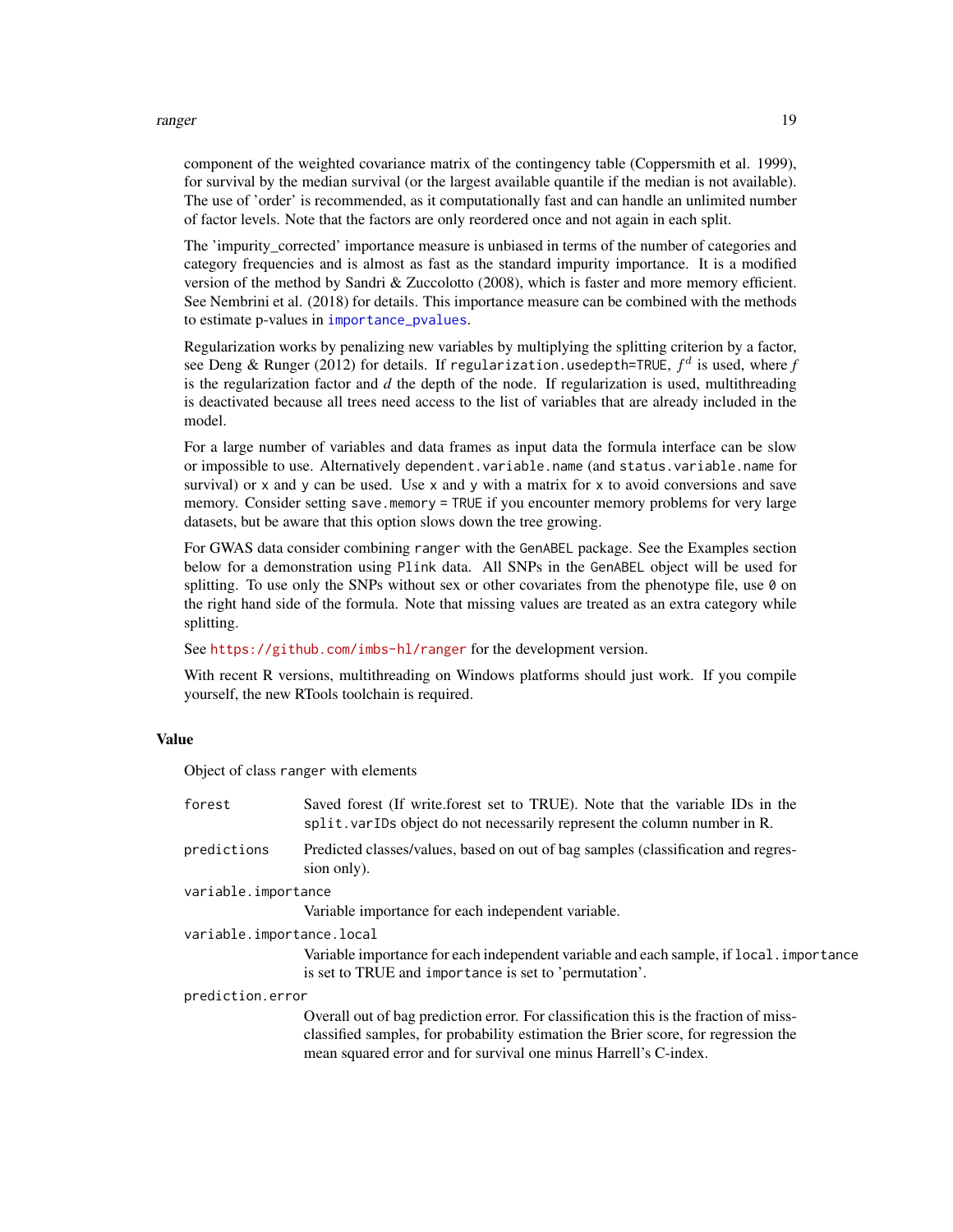component of the weighted covariance matrix of the contingency table (Coppersmith et al. 1999), for survival by the median survival (or the largest available quantile if the median is not available). The use of 'order' is recommended, as it computationally fast and can handle an unlimited number of factor levels. Note that the factors are only reordered once and not again in each split.

The 'impurity_corrected' importance measure is unbiased in terms of the number of categories and category frequencies and is almost as fast as the standard impurity importance. It is a modified version of the method by Sandri & Zuccolotto (2008), which is faster and more memory efficient. See Nembrini et al. (2018) for details. This importance measure can be combined with the methods to estimate p-values in `importance_pvalues`.

Regularization works by penalizing new variables by multiplying the splitting criterion by a factor, see Deng & Runger (2012) for details. If `regularization.usedepth=TRUE`, $f^d$ is used, where $f$ is the regularization factor and $d$ the depth of the node. If regularization is used, multithreading is deactivated because all trees need access to the list of variables that are already included in the model.

For a large number of variables and data frames as input data the formula interface can be slow or impossible to use. Alternatively `dependent.variable.name` (and `status.variable.name` for survival) or `x` and `y` can be used. Use `x` and `y` with a matrix for `x` to avoid conversions and save memory. Consider setting `save.memory = TRUE` if you encounter memory problems for very large datasets, but be aware that this option slows down the tree growing.

For GWAS data consider combining `ranger` with the `GenABEL` package. See the Examples section below for a demonstration using `Plink` data. All SNPs in the `GenABEL` object will be used for splitting. To use only the SNPs without sex or other covariates from the phenotype file, use `0` on the right hand side of the formula. Note that missing values are treated as an extra category while splitting.

See https://github.com/imbs-hl/ranger for the development version.

With recent R versions, multithreading on Windows platforms should just work. If you compile yourself, the new RTools toolchain is required.

## Value

Object of class `ranger` with elements

`forest`
: Saved forest (If write.forest set to TRUE). Note that the variable IDs in the `split.varIDs` object do not necessarily represent the column number in R.

`predictions`
: Predicted classes/values, based on out of bag samples (classification and regression only).

`variable.importance`
: Variable importance for each independent variable.

`variable.importance.local`
: Variable importance for each independent variable and each sample, if `local.importance` is set to TRUE and `importance` is set to 'permutation'.

`prediction.error`
: Overall out of bag prediction error. For classification this is the fraction of missclassified samples, for probability estimation the Brier score, for regression the mean squared error and for survival one minus Harrell's C-index.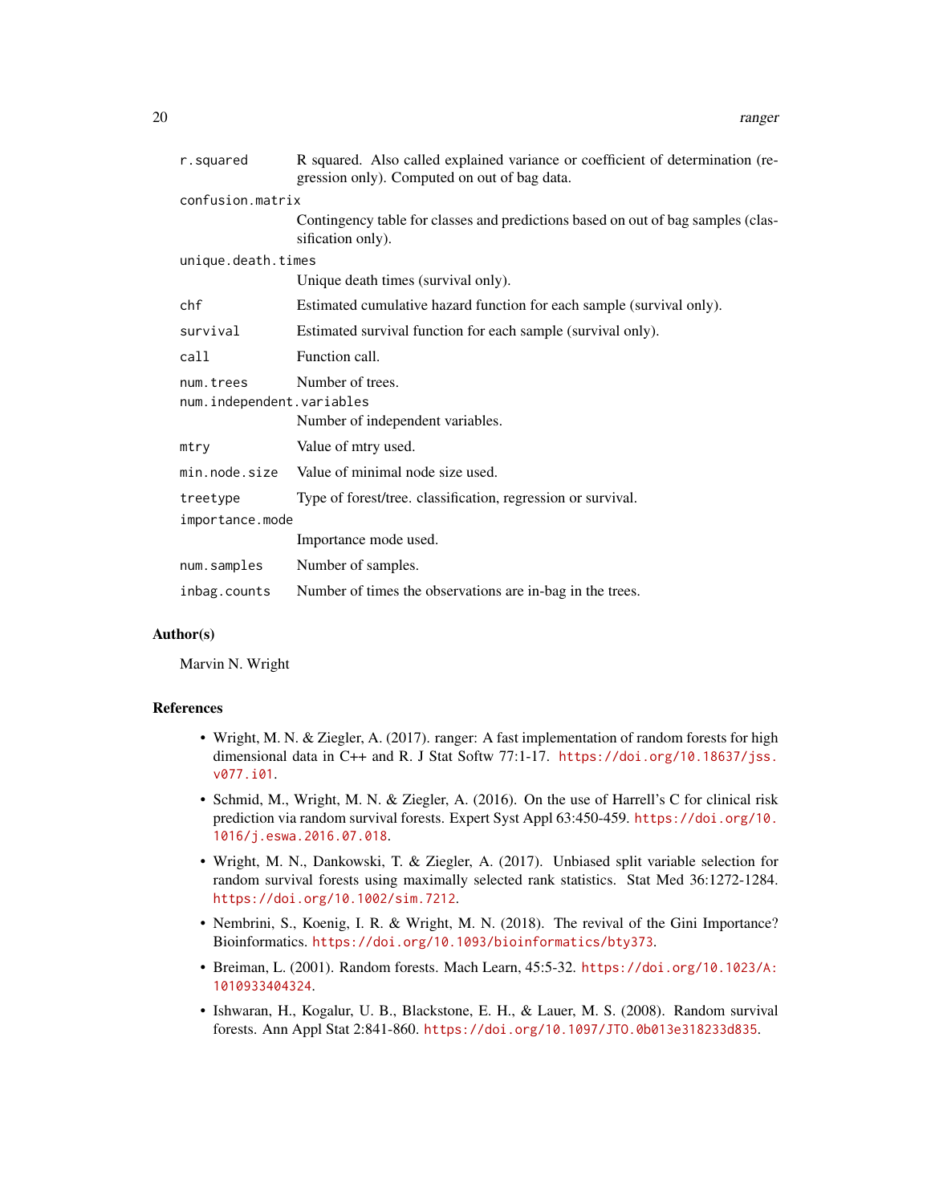| | |
|---|---|
| `r.squared` | R squared. Also called explained variance or coefficient of determination (regression only). Computed on out of bag data. |
| `confusion.matrix` | Contingency table for classes and predictions based on out of bag samples (classification only). |
| `unique.death.times` | Unique death times (survival only). |
| `chf` | Estimated cumulative hazard function for each sample (survival only). |
| `survival` | Estimated survival function for each sample (survival only). |
| `call` | Function call. |
| `num.trees` | Number of trees. |
| `num.independent.variables` | Number of independent variables. |
| `mtry` | Value of mtry used. |
| `min.node.size` | Value of minimal node size used. |
| `treetype` | Type of forest/tree. classification, regression or survival. |
| `importance.mode` | Importance mode used. |
| `num.samples` | Number of samples. |
| `inbag.counts` | Number of times the observations are in-bag in the trees. |

### Author(s)

Marvin N. Wright

### References

- Wright, M. N. & Ziegler, A. (2017). ranger: A fast implementation of random forests for high dimensional data in C++ and R. J Stat Softw 77:1-17. https://doi.org/10.18637/jss.v077.i01.
- Schmid, M., Wright, M. N. & Ziegler, A. (2016). On the use of Harrell's C for clinical risk prediction via random survival forests. Expert Syst Appl 63:450-459. https://doi.org/10.1016/j.eswa.2016.07.018.
- Wright, M. N., Dankowski, T. & Ziegler, A. (2017). Unbiased split variable selection for random survival forests using maximally selected rank statistics. Stat Med 36:1272-1284. https://doi.org/10.1002/sim.7212.
- Nembrini, S., Koenig, I. R. & Wright, M. N. (2018). The revival of the Gini Importance? Bioinformatics. https://doi.org/10.1093/bioinformatics/bty373.
- Breiman, L. (2001). Random forests. Mach Learn, 45:5-32. https://doi.org/10.1023/A:1010933404324.
- Ishwaran, H., Kogalur, U. B., Blackstone, E. H., & Lauer, M. S. (2008). Random survival forests. Ann Appl Stat 2:841-860. https://doi.org/10.1097/JTO.0b013e318233d835.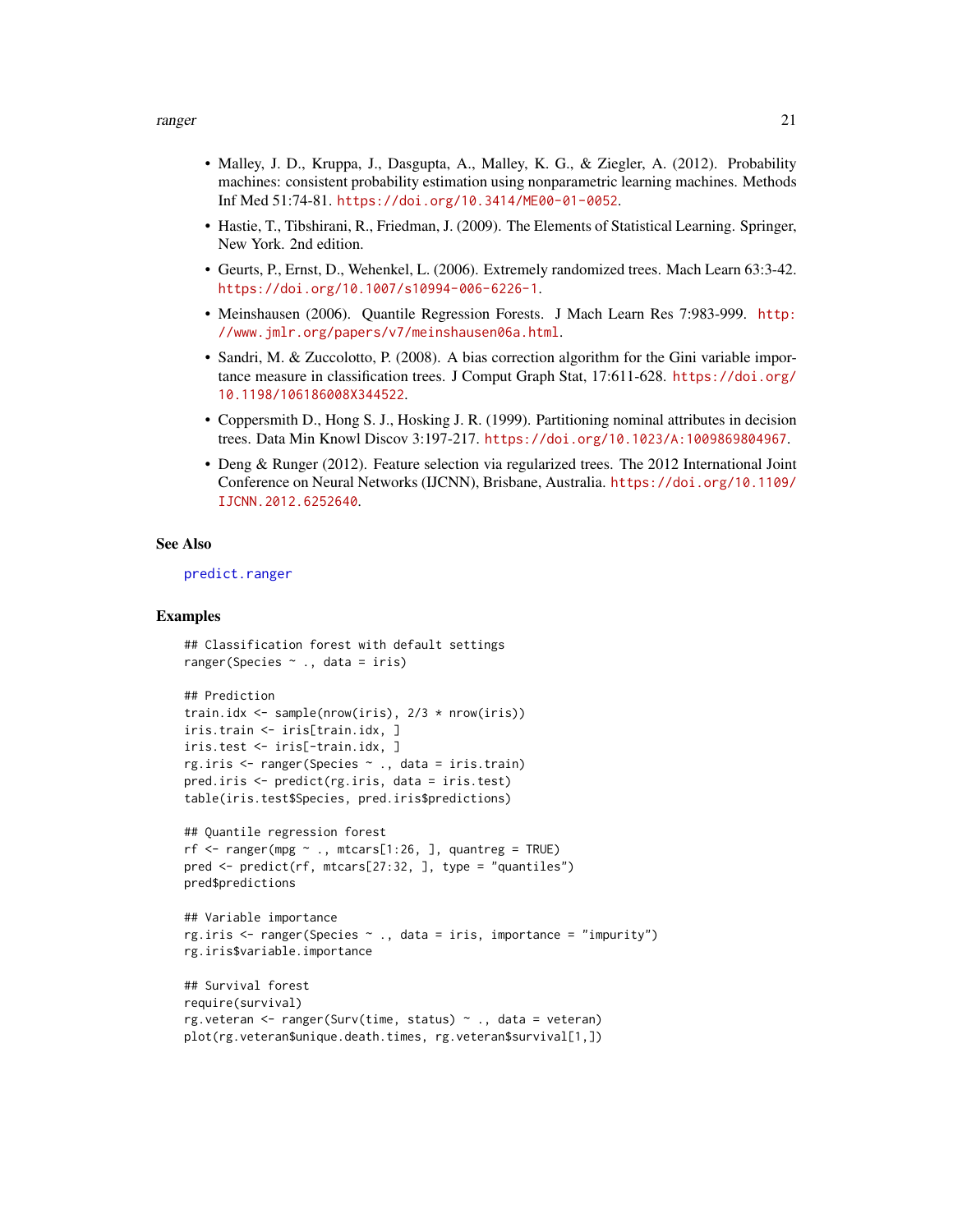- Malley, J. D., Kruppa, J., Dasgupta, A., Malley, K. G., & Ziegler, A. (2012). Probability machines: consistent probability estimation using nonparametric learning machines. Methods Inf Med 51:74-81. https://doi.org/10.3414/ME00-01-0052.
- Hastie, T., Tibshirani, R., Friedman, J. (2009). The Elements of Statistical Learning. Springer, New York. 2nd edition.
- Geurts, P., Ernst, D., Wehenkel, L. (2006). Extremely randomized trees. Mach Learn 63:3-42. https://doi.org/10.1007/s10994-006-6226-1.
- Meinshausen (2006). Quantile Regression Forests. J Mach Learn Res 7:983-999. http://www.jmlr.org/papers/v7/meinshausen06a.html.
- Sandri, M. & Zuccolotto, P. (2008). A bias correction algorithm for the Gini variable importance measure in classification trees. J Comput Graph Stat, 17:611-628. https://doi.org/10.1198/106186008X344522.
- Coppersmith D., Hong S. J., Hosking J. R. (1999). Partitioning nominal attributes in decision trees. Data Min Knowl Discov 3:197-217. https://doi.org/10.1023/A:1009869804967.
- Deng & Runger (2012). Feature selection via regularized trees. The 2012 International Joint Conference on Neural Networks (IJCNN), Brisbane, Australia. https://doi.org/10.1109/IJCNN.2012.6252640.

## See Also

predict.ranger

## Examples

```
## Classification forest with default settings
ranger(Species ~ ., data = iris)

## Prediction
train.idx <- sample(nrow(iris), 2/3 * nrow(iris))
iris.train <- iris[train.idx, ]
iris.test <- iris[-train.idx, ]
rg.iris <- ranger(Species ~ ., data = iris.train)
pred.iris <- predict(rg.iris, data = iris.test)
table(iris.test$Species, pred.iris$predictions)

## Quantile regression forest
rf <- ranger(mpg ~ ., mtcars[1:26, ], quantreg = TRUE)
pred <- predict(rf, mtcars[27:32, ], type = "quantiles")
pred$predictions

## Variable importance
rg.iris <- ranger(Species ~ ., data = iris, importance = "impurity")
rg.iris$variable.importance

## Survival forest
require(survival)
rg.veteran <- ranger(Surv(time, status) ~ ., data = veteran)
plot(rg.veteran$unique.death.times, rg.veteran$survival[1,])
```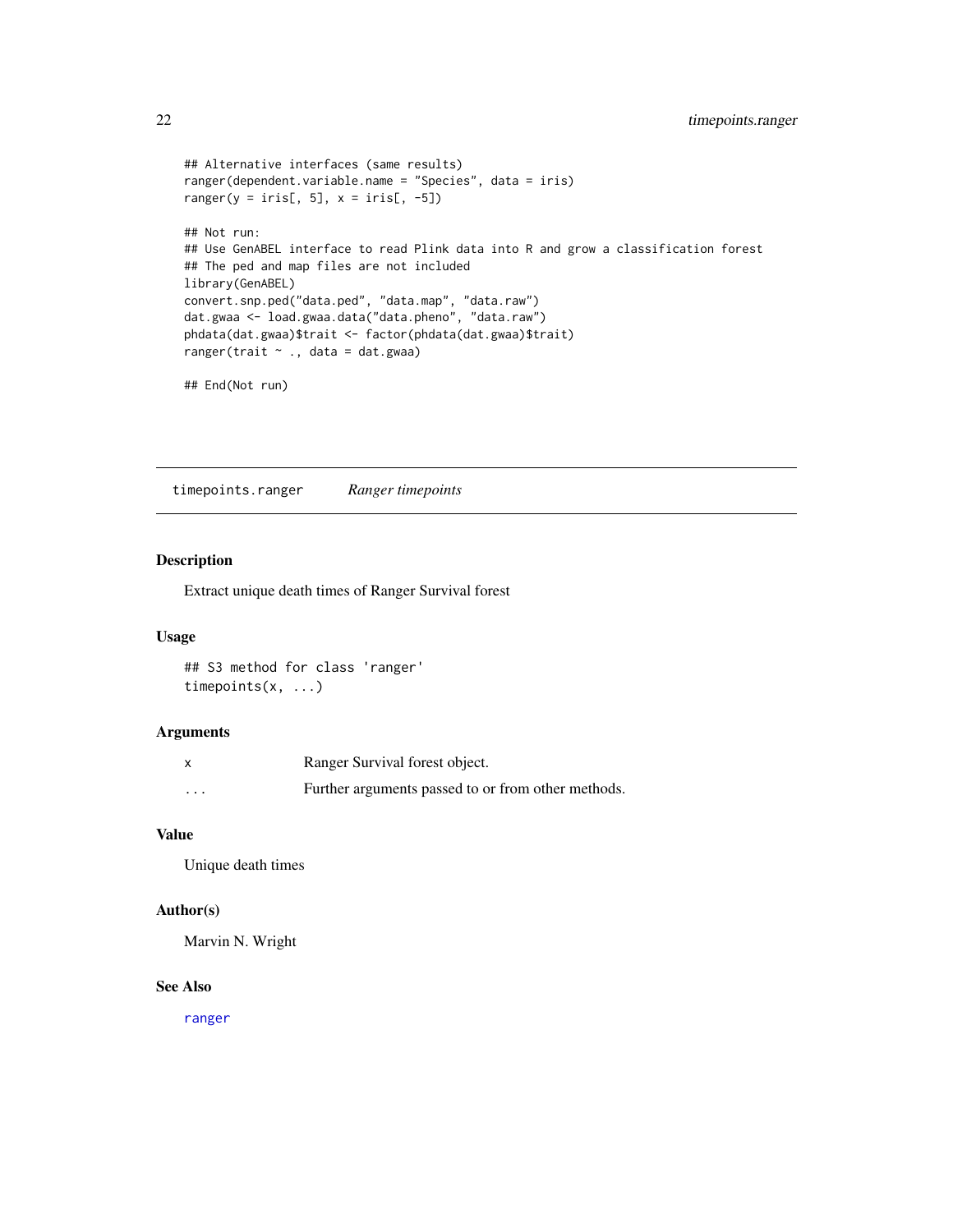```
## Alternative interfaces (same results)
ranger(dependent.variable.name = "Species", data = iris)
ranger(y = iris[, 5], x = iris[, -5])

## Not run:
## Use GenABEL interface to read Plink data into R and grow a classification forest
## The ped and map files are not included
library(GenABEL)
convert.snp.ped("data.ped", "data.map", "data.raw")
dat.gwaa <- load.gwaa.data("data.pheno", "data.raw")
phdata(dat.gwaa)$trait <- factor(phdata(dat.gwaa)$trait)
ranger(trait ~ ., data = dat.gwaa)

## End(Not run)
```

## timepoints.ranger *Ranger timepoints*

### Description

Extract unique death times of Ranger Survival forest

### Usage

```
## S3 method for class 'ranger'
timepoints(x, ...)
```

### Arguments

| | |
|---|---|
| x | Ranger Survival forest object. |
| ... | Further arguments passed to or from other methods. |

### Value

Unique death times

### Author(s)

Marvin N. Wright

### See Also

ranger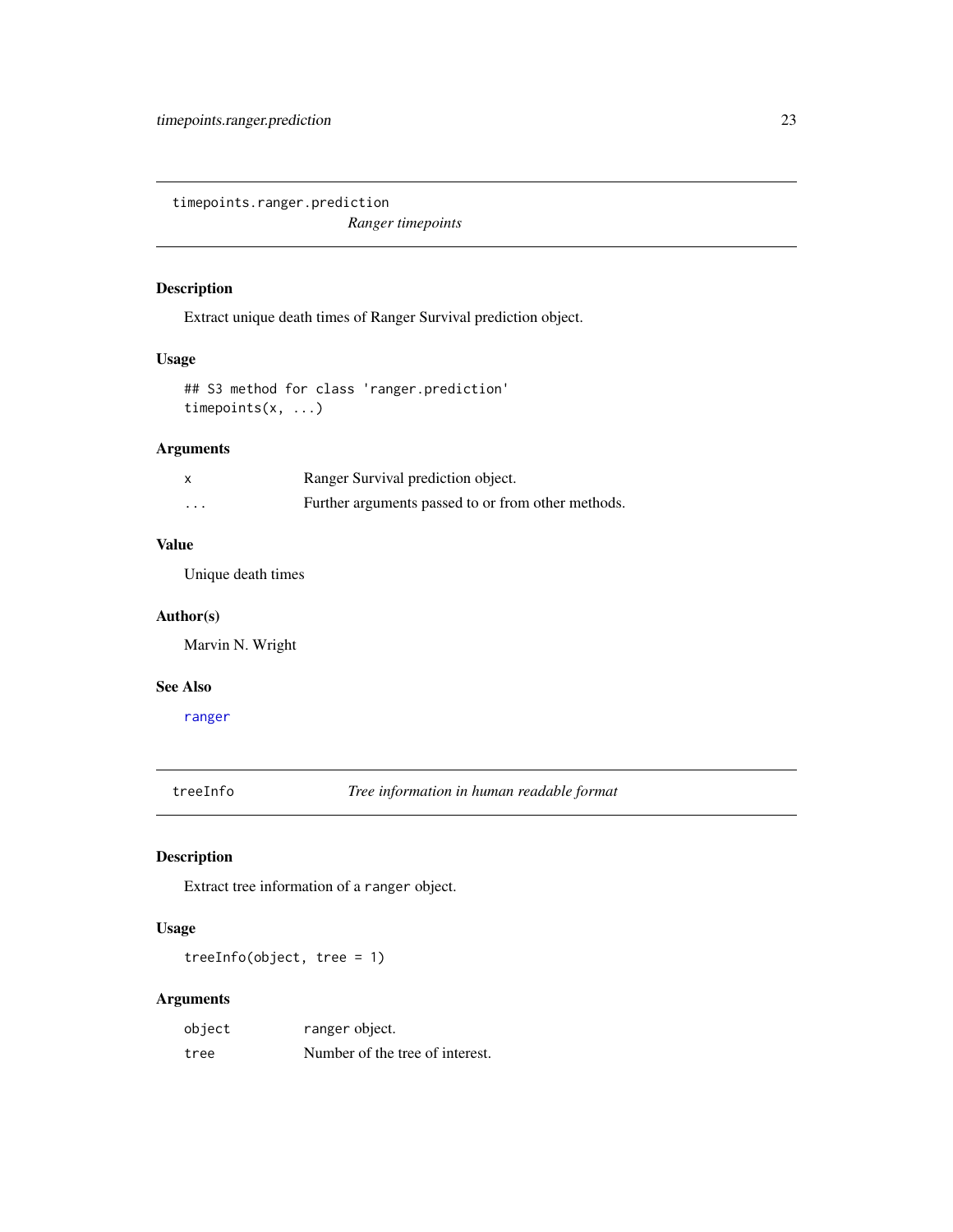## timepoints.ranger.prediction

*Ranger timepoints*

### Description

Extract unique death times of Ranger Survival prediction object.

### Usage

```
## S3 method for class 'ranger.prediction'
timepoints(x, ...)
```

### Arguments

| | |
|---|---|
| `x` | Ranger Survival prediction object. |
| `...` | Further arguments passed to or from other methods. |

### Value

Unique death times

### Author(s)

Marvin N. Wright

### See Also

`ranger`

## treeInfo

*Tree information in human readable format*

### Description

Extract tree information of a `ranger` object.

### Usage

```
treeInfo(object, tree = 1)
```

### Arguments

| | |
|---|---|
| `object` | `ranger` object. |
| `tree` | Number of the tree of interest. |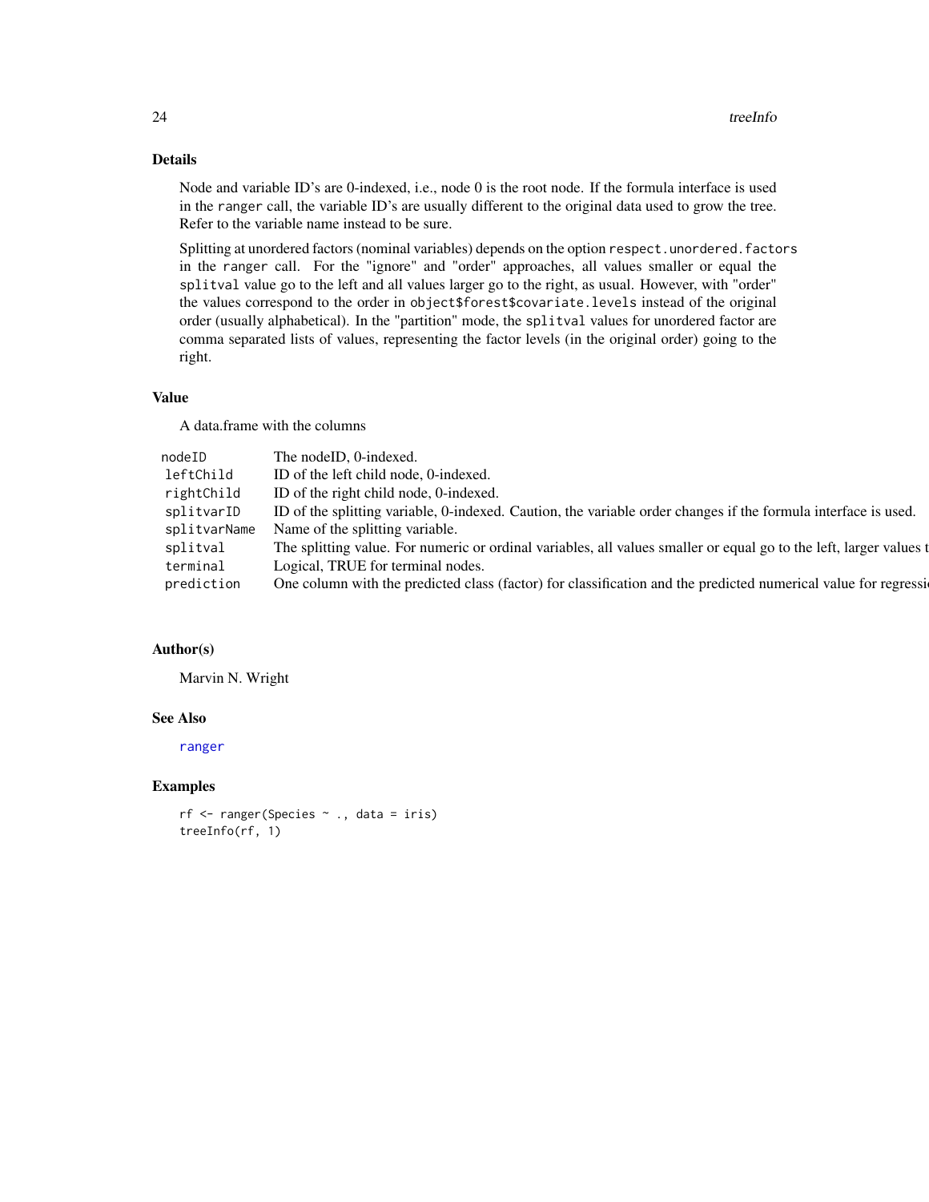## Details

Node and variable ID's are 0-indexed, i.e., node 0 is the root node. If the formula interface is used in the `ranger` call, the variable ID's are usually different to the original data used to grow the tree. Refer to the variable name instead to be sure.

Splitting at unordered factors (nominal variables) depends on the option `respect.unordered.factors` in the `ranger` call. For the "ignore" and "order" approaches, all values smaller or equal the `splitval` value go to the left and all values larger go to the right, as usual. However, with "order" the values correspond to the order in `object$forest$covariate.levels` instead of the original order (usually alphabetical). In the "partition" mode, the `splitval` values for unordered factor are comma separated lists of values, representing the factor levels (in the original order) going to the right.

## Value

A data.frame with the columns

| | |
|---|---|
| `nodeID` | The nodeID, 0-indexed. |
| `leftChild` | ID of the left child node, 0-indexed. |
| `rightChild` | ID of the right child node, 0-indexed. |
| `splitvarID` | ID of the splitting variable, 0-indexed. Caution, the variable order changes if the formula interface is used. |
| `splitvarName` | Name of the splitting variable. |
| `splitval` | The splitting value. For numeric or ordinal variables, all values smaller or equal go to the left, larger values t |
| `terminal` | Logical, TRUE for terminal nodes. |
| `prediction` | One column with the predicted class (factor) for classification and the predicted numerical value for regressi |

## Author(s)

Marvin N. Wright

## See Also

ranger

## Examples

```
rf <- ranger(Species ~ ., data = iris)
treeInfo(rf, 1)
```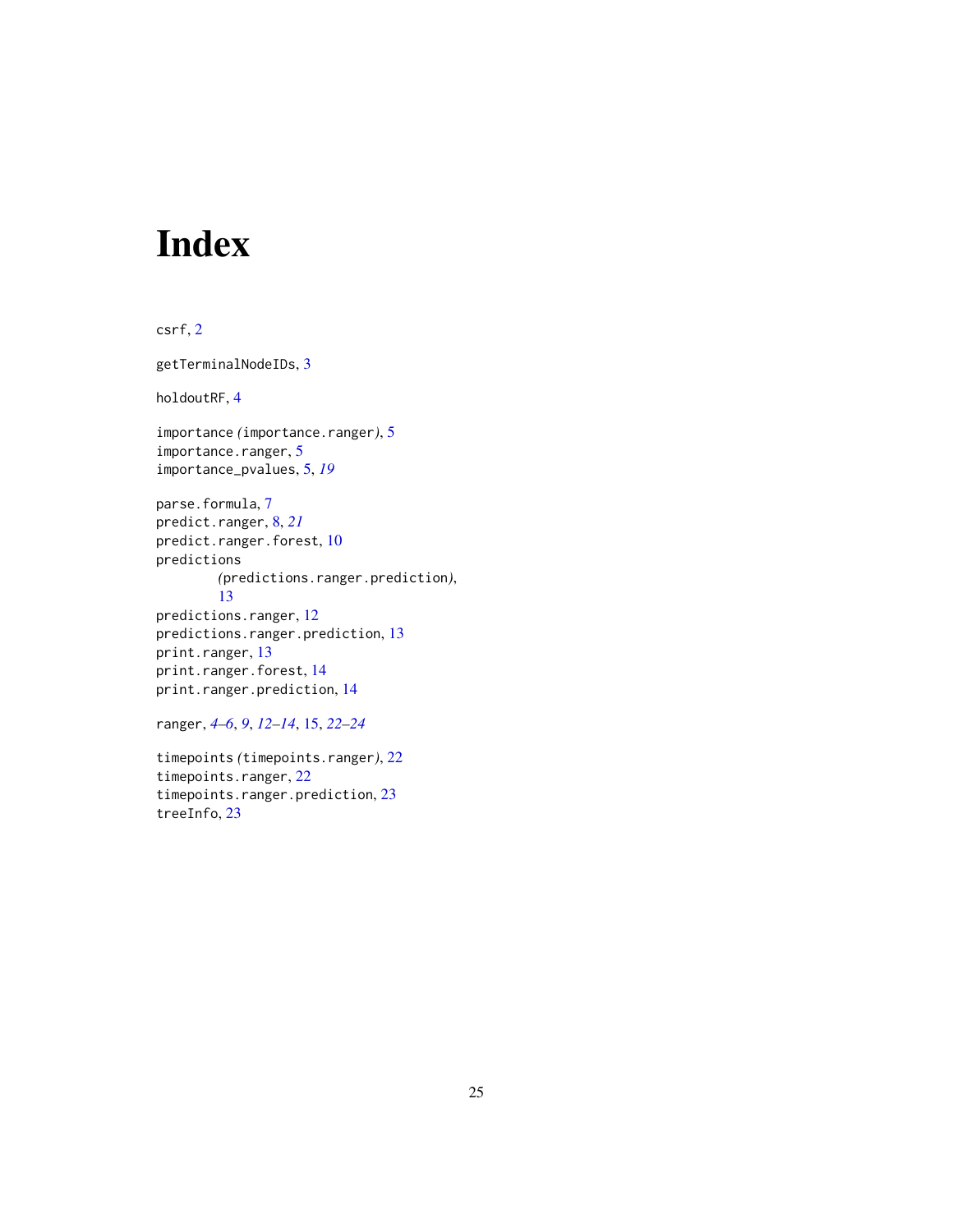# Index

csrf, 2

getTerminalNodeIDs, 3

holdoutRF, 4

importance *(*importance.ranger*)*, 5  
importance.ranger, 5  
importance_pvalues, 5, *19*

parse.formula, 7  
predict.ranger, 8, *21*  
predict.ranger.forest, 10  
predictions  
        *(*predictions.ranger.prediction*)*,  
        13  
predictions.ranger, 12  
predictions.ranger.prediction, 13  
print.ranger, 13  
print.ranger.forest, 14  
print.ranger.prediction, 14

ranger, *4–6*, *9*, *12–14*, 15, *22–24*

timepoints *(*timepoints.ranger*)*, 22  
timepoints.ranger, 22  
timepoints.ranger.prediction, 23  
treeInfo, 23